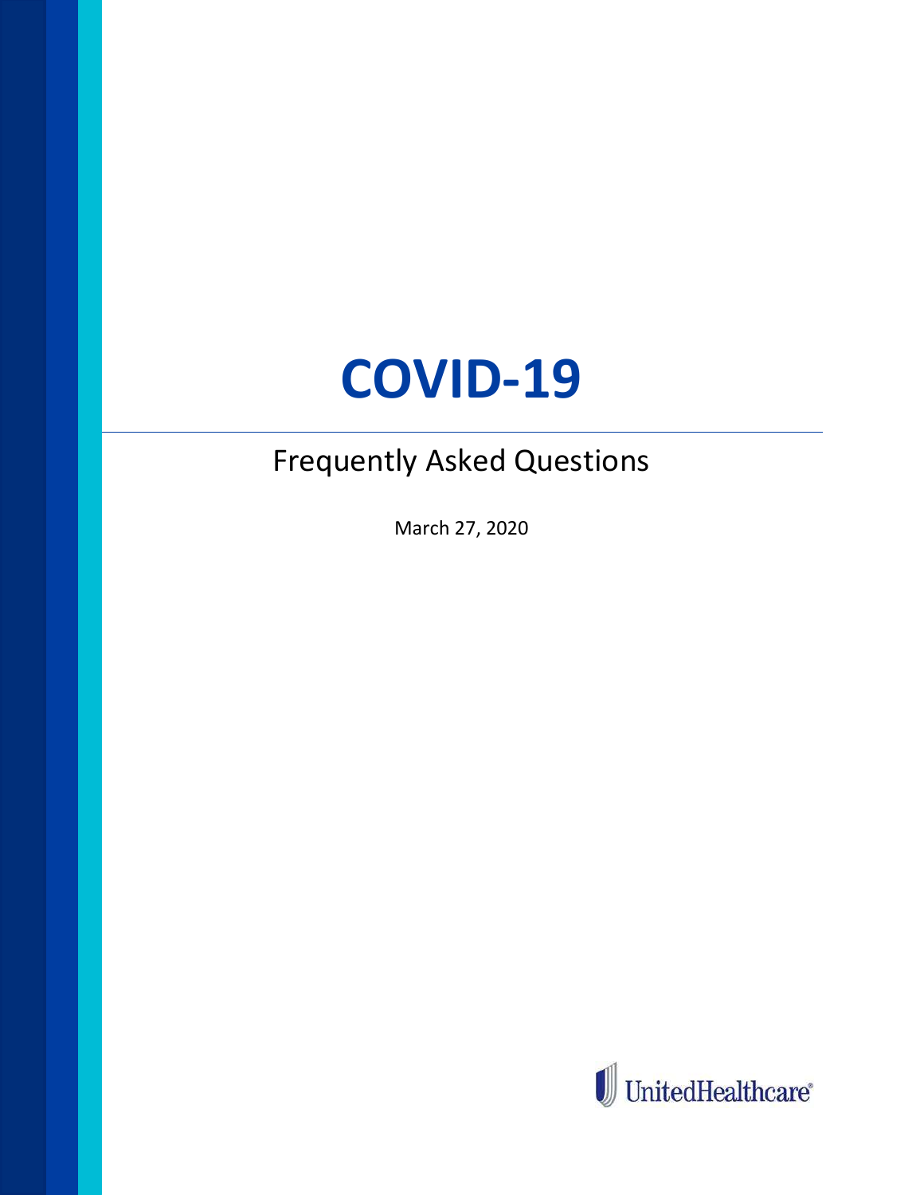# COVID-19

## Frequently Asked Questions

March 27, 2020

UnitedHealthcare®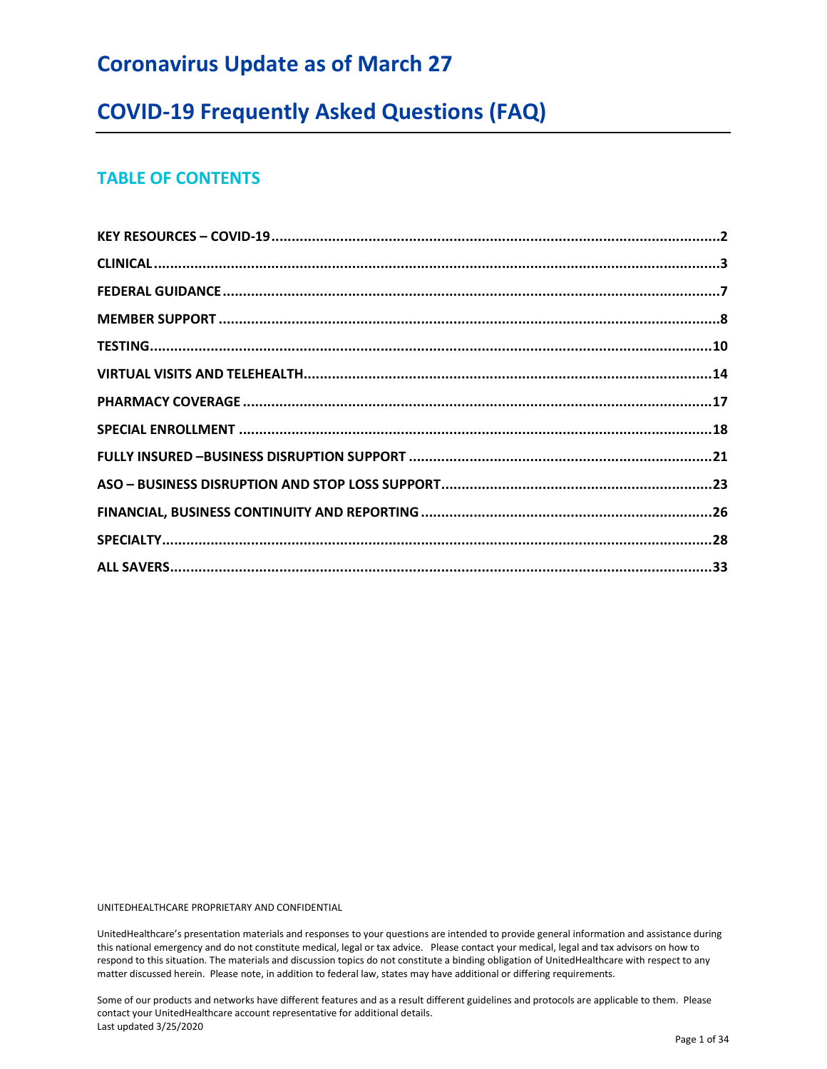# Coronavirus Update as of March 27

# COVID-19 Frequently Asked Questions (FAQ)

## TABLE OF CONTENTS

| Section | Page |
| --- | --- |
| KEY RESOURCES – COVID-19 | 2 |
| CLINICAL | 3 |
| FEDERAL GUIDANCE | 7 |
| MEMBER SUPPORT | 8 |
| TESTING | 10 |
| VIRTUAL VISITS AND TELEHEALTH | 14 |
| PHARMACY COVERAGE | 17 |
| SPECIAL ENROLLMENT | 18 |
| FULLY INSURED –BUSINESS DISRUPTION SUPPORT | 21 |
| ASO – BUSINESS DISRUPTION AND STOP LOSS SUPPORT | 23 |
| FINANCIAL, BUSINESS CONTINUITY AND REPORTING | 26 |
| SPECIALTY | 28 |
| ALL SAVERS | 33 |

UNITEDHEALTHCARE PROPRIETARY AND CONFIDENTIAL

UnitedHealthcare's presentation materials and responses to your questions are intended to provide general information and assistance during this national emergency and do not constitute medical, legal or tax advice. Please contact your medical, legal and tax advisors on how to respond to this situation. The materials and discussion topics do not constitute a binding obligation of UnitedHealthcare with respect to any matter discussed herein. Please note, in addition to federal law, states may have additional or differing requirements.

Some of our products and networks have different features and as a result different guidelines and protocols are applicable to them. Please contact your UnitedHealthcare account representative for additional details.

Last updated 3/25/2020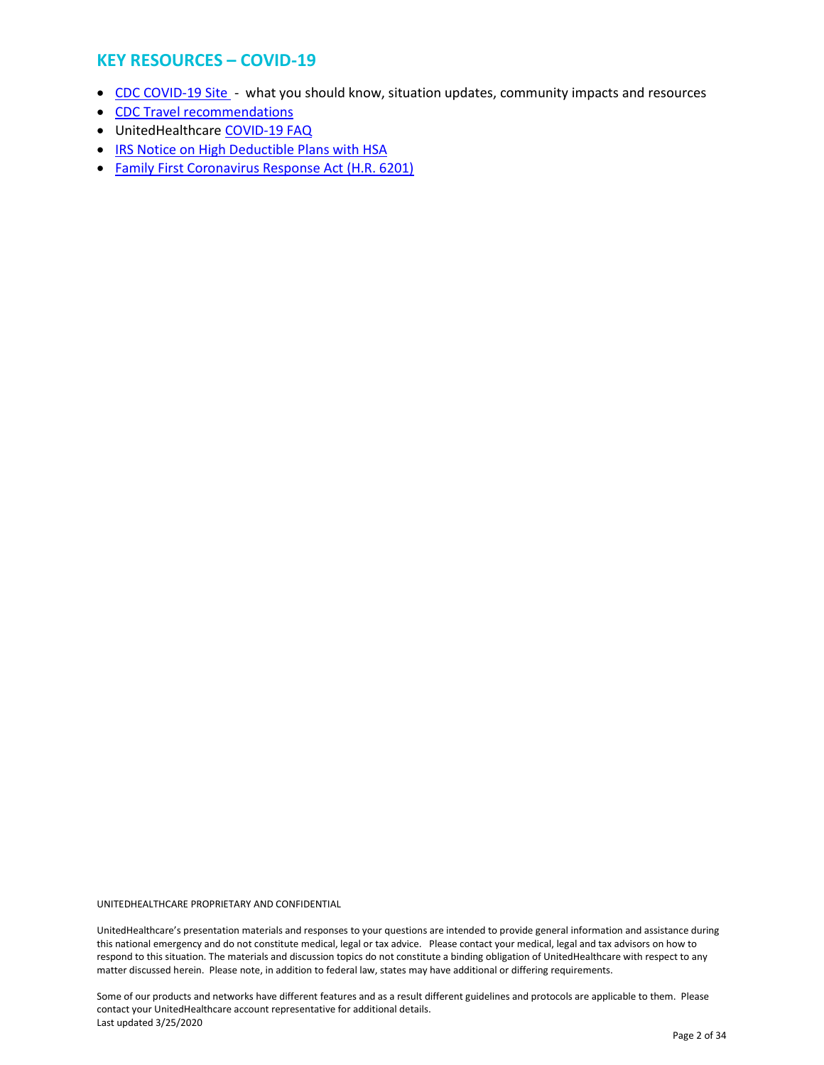## KEY RESOURCES – COVID-19

- CDC COVID-19 Site - what you should know, situation updates, community impacts and resources
- CDC Travel recommendations
- UnitedHealthcare COVID-19 FAQ
- IRS Notice on High Deductible Plans with HSA
- Family First Coronavirus Response Act (H.R. 6201)

UNITEDHEALTHCARE PROPRIETARY AND CONFIDENTIAL

UnitedHealthcare's presentation materials and responses to your questions are intended to provide general information and assistance during this national emergency and do not constitute medical, legal or tax advice. Please contact your medical, legal and tax advisors on how to respond to this situation. The materials and discussion topics do not constitute a binding obligation of UnitedHealthcare with respect to any matter discussed herein. Please note, in addition to federal law, states may have additional or differing requirements.

Some of our products and networks have different features and as a result different guidelines and protocols are applicable to them. Please contact your UnitedHealthcare account representative for additional details.
Last updated 3/25/2020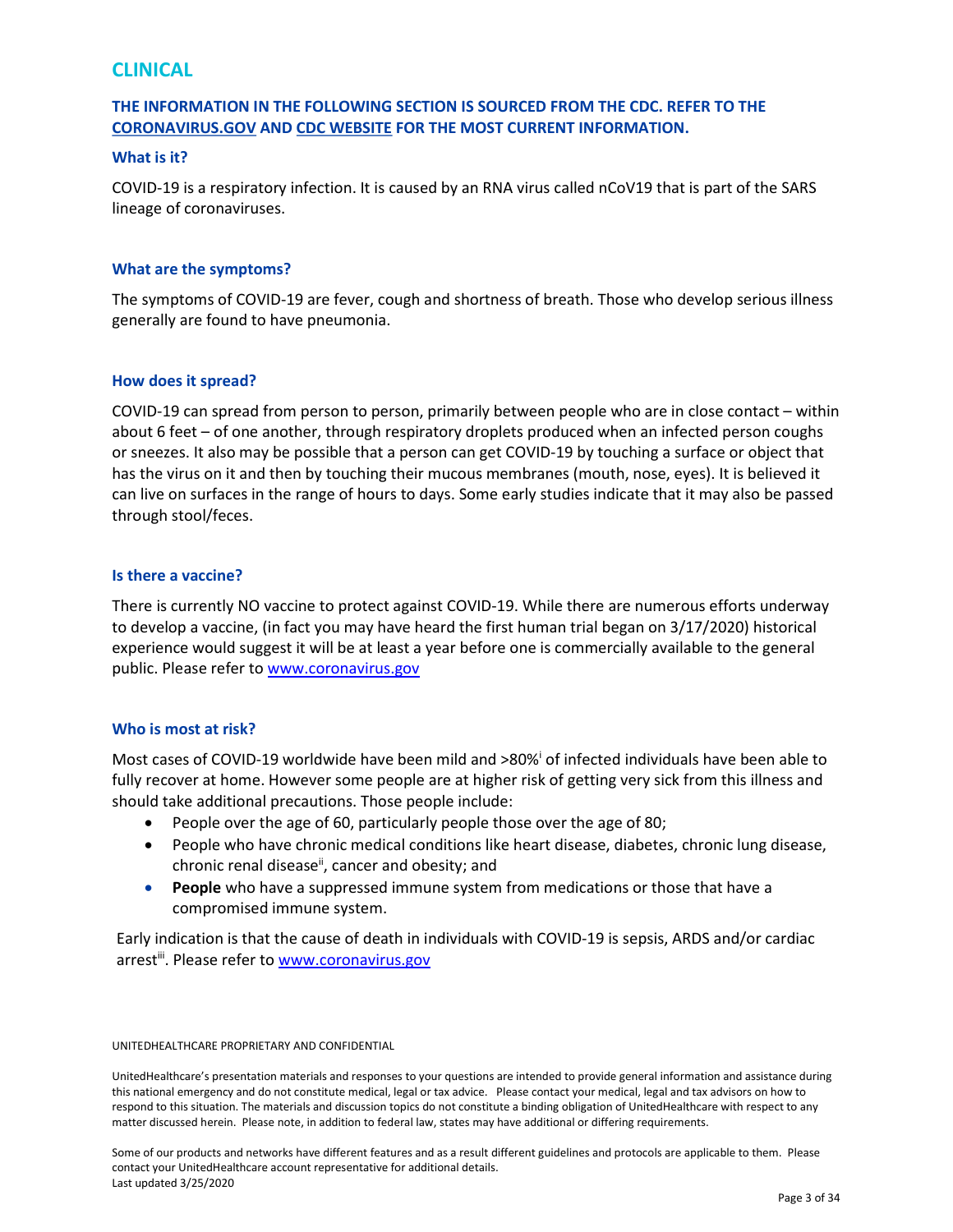## CLINICAL

### THE INFORMATION IN THE FOLLOWING SECTION IS SOURCED FROM THE CDC. REFER TO THE CORONAVIRUS.GOV AND CDC WEBSITE FOR THE MOST CURRENT INFORMATION.

#### What is it?

COVID-19 is a respiratory infection. It is caused by an RNA virus called nCoV19 that is part of the SARS lineage of coronaviruses.

#### What are the symptoms?

The symptoms of COVID-19 are fever, cough and shortness of breath. Those who develop serious illness generally are found to have pneumonia.

#### How does it spread?

COVID-19 can spread from person to person, primarily between people who are in close contact – within about 6 feet – of one another, through respiratory droplets produced when an infected person coughs or sneezes. It also may be possible that a person can get COVID-19 by touching a surface or object that has the virus on it and then by touching their mucous membranes (mouth, nose, eyes). It is believed it can live on surfaces in the range of hours to days. Some early studies indicate that it may also be passed through stool/feces.

#### Is there a vaccine?

There is currently NO vaccine to protect against COVID-19. While there are numerous efforts underway to develop a vaccine, (in fact you may have heard the first human trial began on 3/17/2020) historical experience would suggest it will be at least a year before one is commercially available to the general public. Please refer to www.coronavirus.gov

#### Who is most at risk?

Most cases of COVID-19 worldwide have been mild and >80%[i] of infected individuals have been able to fully recover at home. However some people are at higher risk of getting very sick from this illness and should take additional precautions. Those people include:

- People over the age of 60, particularly people those over the age of 80;
- People who have chronic medical conditions like heart disease, diabetes, chronic lung disease, chronic renal disease[ii], cancer and obesity; and
- **People** who have a suppressed immune system from medications or those that have a compromised immune system.

Early indication is that the cause of death in individuals with COVID-19 is sepsis, ARDS and/or cardiac arrest[iii]. Please refer to www.coronavirus.gov

UNITEDHEALTHCARE PROPRIETARY AND CONFIDENTIAL

UnitedHealthcare's presentation materials and responses to your questions are intended to provide general information and assistance during this national emergency and do not constitute medical, legal or tax advice. Please contact your medical, legal and tax advisors on how to respond to this situation. The materials and discussion topics do not constitute a binding obligation of UnitedHealthcare with respect to any matter discussed herein. Please note, in addition to federal law, states may have additional or differing requirements.

Some of our products and networks have different features and as a result different guidelines and protocols are applicable to them. Please contact your UnitedHealthcare account representative for additional details.
Last updated 3/25/2020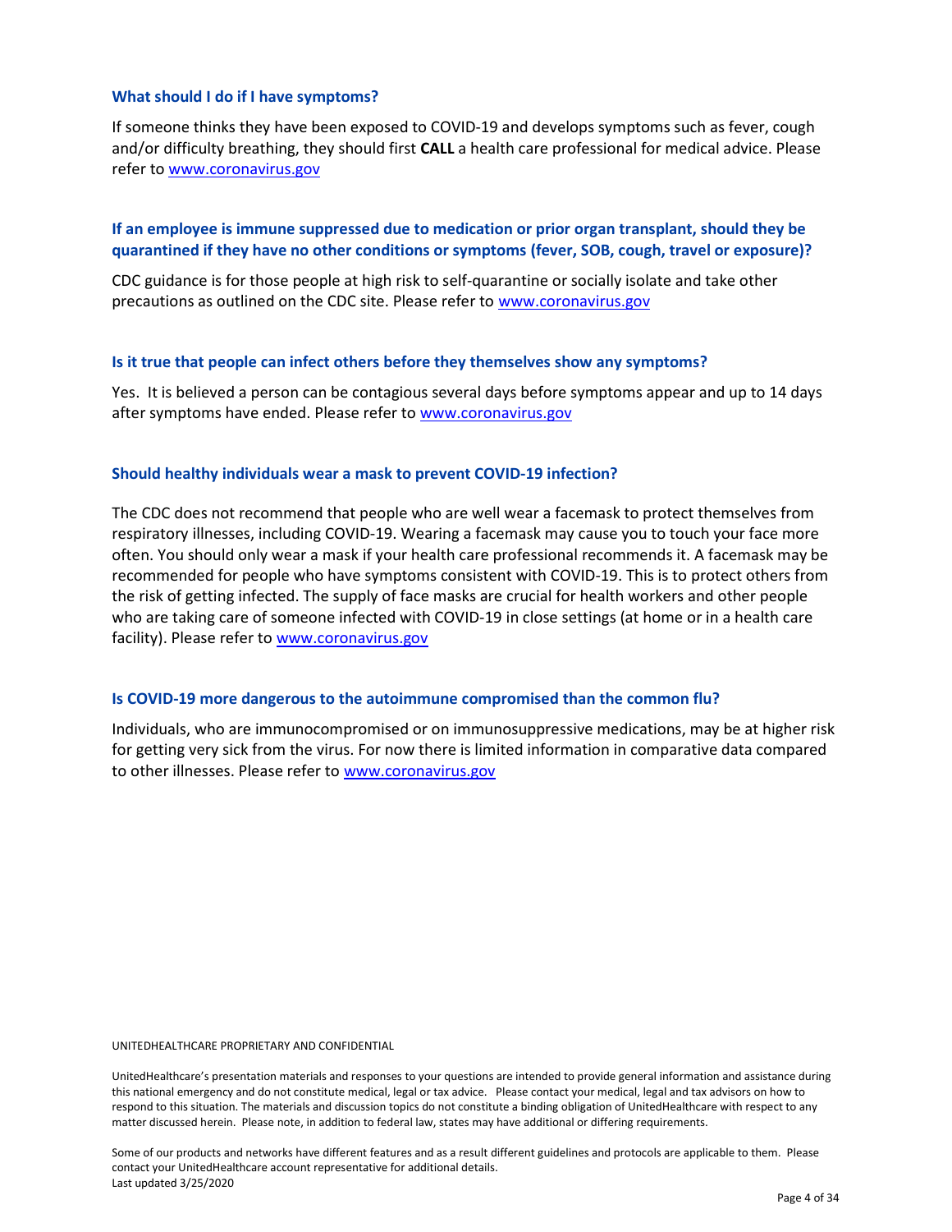### What should I do if I have symptoms?

If someone thinks they have been exposed to COVID-19 and develops symptoms such as fever, cough and/or difficulty breathing, they should first **CALL** a health care professional for medical advice. Please refer to [www.coronavirus.gov](http://www.coronavirus.gov)

### If an employee is immune suppressed due to medication or prior organ transplant, should they be quarantined if they have no other conditions or symptoms (fever, SOB, cough, travel or exposure)?

CDC guidance is for those people at high risk to self-quarantine or socially isolate and take other precautions as outlined on the CDC site. Please refer to [www.coronavirus.gov](http://www.coronavirus.gov)

### Is it true that people can infect others before they themselves show any symptoms?

Yes. It is believed a person can be contagious several days before symptoms appear and up to 14 days after symptoms have ended. Please refer to [www.coronavirus.gov](http://www.coronavirus.gov)

### Should healthy individuals wear a mask to prevent COVID-19 infection?

The CDC does not recommend that people who are well wear a facemask to protect themselves from respiratory illnesses, including COVID-19. Wearing a facemask may cause you to touch your face more often. You should only wear a mask if your health care professional recommends it. A facemask may be recommended for people who have symptoms consistent with COVID-19. This is to protect others from the risk of getting infected. The supply of face masks are crucial for health workers and other people who are taking care of someone infected with COVID-19 in close settings (at home or in a health care facility). Please refer to [www.coronavirus.gov](http://www.coronavirus.gov)

### Is COVID-19 more dangerous to the autoimmune compromised than the common flu?

Individuals, who are immunocompromised or on immunosuppressive medications, may be at higher risk for getting very sick from the virus. For now there is limited information in comparative data compared to other illnesses. Please refer to [www.coronavirus.gov](http://www.coronavirus.gov)

UNITEDHEALTHCARE PROPRIETARY AND CONFIDENTIAL

UnitedHealthcare's presentation materials and responses to your questions are intended to provide general information and assistance during this national emergency and do not constitute medical, legal or tax advice. Please contact your medical, legal and tax advisors on how to respond to this situation. The materials and discussion topics do not constitute a binding obligation of UnitedHealthcare with respect to any matter discussed herein. Please note, in addition to federal law, states may have additional or differing requirements.

Some of our products and networks have different features and as a result different guidelines and protocols are applicable to them. Please contact your UnitedHealthcare account representative for additional details.
Last updated 3/25/2020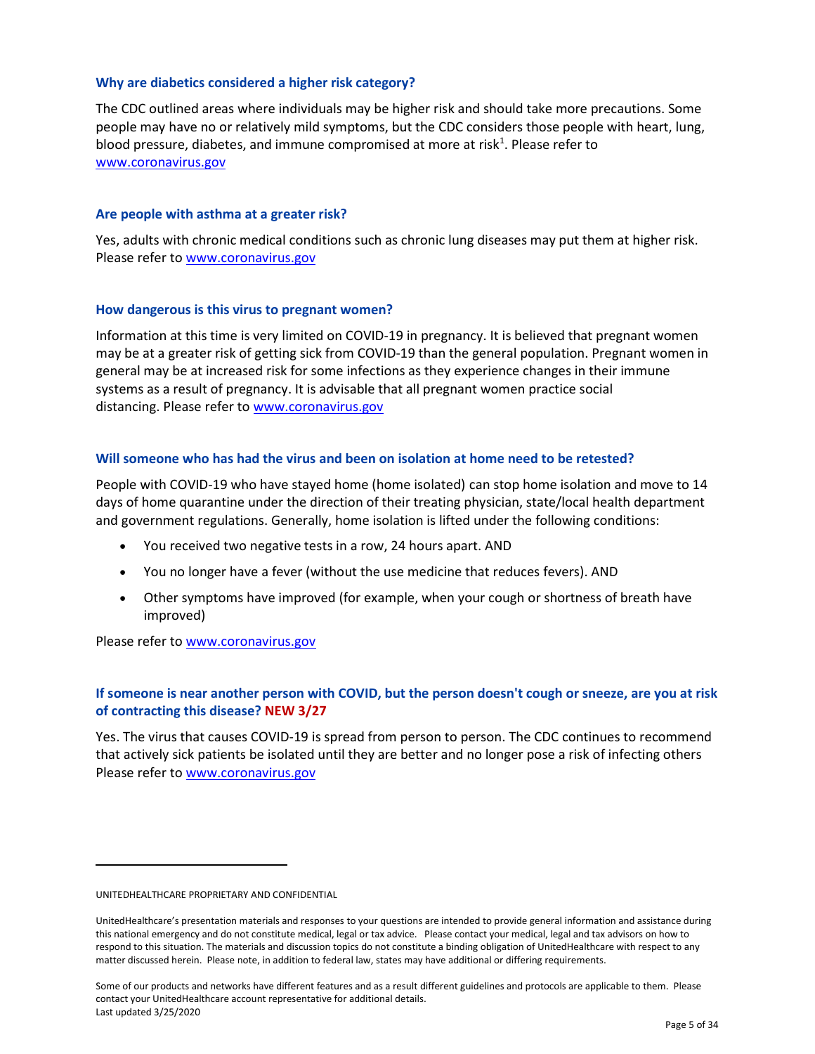### Why are diabetics considered a higher risk category?

The CDC outlined areas where individuals may be higher risk and should take more precautions. Some people may have no or relatively mild symptoms, but the CDC considers those people with heart, lung, blood pressure, diabetes, and immune compromised at more at risk[1]. Please refer to [www.coronavirus.gov](www.coronavirus.gov)

### Are people with asthma at a greater risk?

Yes, adults with chronic medical conditions such as chronic lung diseases may put them at higher risk. Please refer to [www.coronavirus.gov](www.coronavirus.gov)

### How dangerous is this virus to pregnant women?

Information at this time is very limited on COVID-19 in pregnancy. It is believed that pregnant women may be at a greater risk of getting sick from COVID-19 than the general population. Pregnant women in general may be at increased risk for some infections as they experience changes in their immune systems as a result of pregnancy. It is advisable that all pregnant women practice social distancing. Please refer to [www.coronavirus.gov](www.coronavirus.gov)

### Will someone who has had the virus and been on isolation at home need to be retested?

People with COVID-19 who have stayed home (home isolated) can stop home isolation and move to 14 days of home quarantine under the direction of their treating physician, state/local health department and government regulations. Generally, home isolation is lifted under the following conditions:

- You received two negative tests in a row, 24 hours apart. AND
- You no longer have a fever (without the use medicine that reduces fevers). AND
- Other symptoms have improved (for example, when your cough or shortness of breath have improved)

Please refer to [www.coronavirus.gov](www.coronavirus.gov)

### If someone is near another person with COVID, but the person doesn't cough or sneeze, are you at risk of contracting this disease? NEW 3/27

Yes. The virus that causes COVID-19 is spread from person to person. The CDC continues to recommend that actively sick patients be isolated until they are better and no longer pose a risk of infecting others Please refer to [www.coronavirus.gov](www.coronavirus.gov)

---

UNITEDHEALTHCARE PROPRIETARY AND CONFIDENTIAL

UnitedHealthcare's presentation materials and responses to your questions are intended to provide general information and assistance during this national emergency and do not constitute medical, legal or tax advice. Please contact your medical, legal and tax advisors on how to respond to this situation. The materials and discussion topics do not constitute a binding obligation of UnitedHealthcare with respect to any matter discussed herein. Please note, in addition to federal law, states may have additional or differing requirements.

Some of our products and networks have different features and as a result different guidelines and protocols are applicable to them. Please contact your UnitedHealthcare account representative for additional details.
Last updated 3/25/2020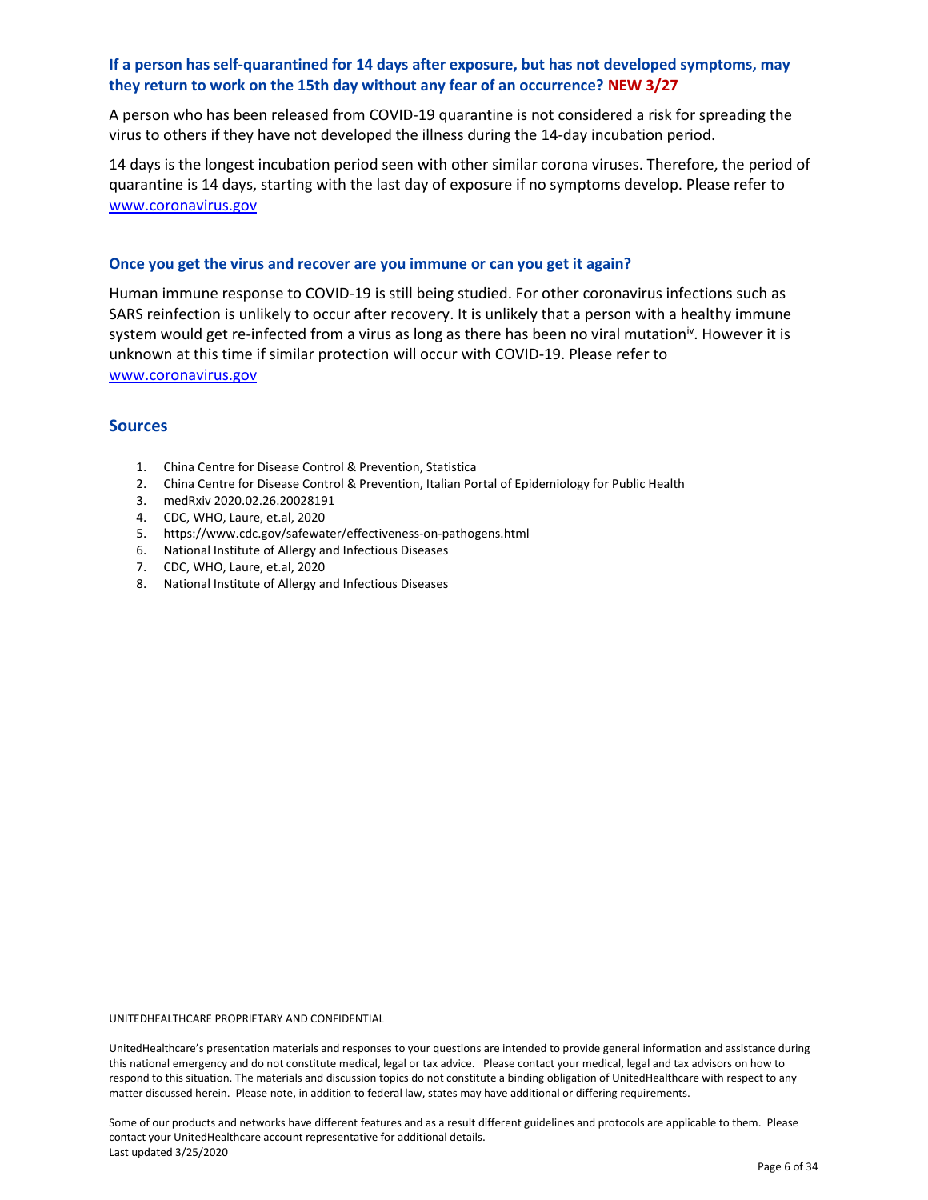### If a person has self-quarantined for 14 days after exposure, but has not developed symptoms, may they return to work on the 15th day without any fear of an occurrence? NEW 3/27

A person who has been released from COVID-19 quarantine is not considered a risk for spreading the virus to others if they have not developed the illness during the 14-day incubation period.

14 days is the longest incubation period seen with other similar corona viruses. Therefore, the period of quarantine is 14 days, starting with the last day of exposure if no symptoms develop. Please refer to [www.coronavirus.gov](www.coronavirus.gov)

### Once you get the virus and recover are you immune or can you get it again?

Human immune response to COVID-19 is still being studied. For other coronavirus infections such as SARS reinfection is unlikely to occur after recovery. It is unlikely that a person with a healthy immune system would get re-infected from a virus as long as there has been no viral mutation[iv]. However it is unknown at this time if similar protection will occur with COVID-19. Please refer to [www.coronavirus.gov](www.coronavirus.gov)

## Sources

1. China Centre for Disease Control & Prevention, Statistica
2. China Centre for Disease Control & Prevention, Italian Portal of Epidemiology for Public Health
3. medRxiv 2020.02.26.20028191
4. CDC, WHO, Laure, et.al, 2020
5. https://www.cdc.gov/safewater/effectiveness-on-pathogens.html
6. National Institute of Allergy and Infectious Diseases
7. CDC, WHO, Laure, et.al, 2020
8. National Institute of Allergy and Infectious Diseases

UNITEDHEALTHCARE PROPRIETARY AND CONFIDENTIAL

UnitedHealthcare's presentation materials and responses to your questions are intended to provide general information and assistance during this national emergency and do not constitute medical, legal or tax advice. Please contact your medical, legal and tax advisors on how to respond to this situation. The materials and discussion topics do not constitute a binding obligation of UnitedHealthcare with respect to any matter discussed herein. Please note, in addition to federal law, states may have additional or differing requirements.

Some of our products and networks have different features and as a result different guidelines and protocols are applicable to them. Please contact your UnitedHealthcare account representative for additional details.
Last updated 3/25/2020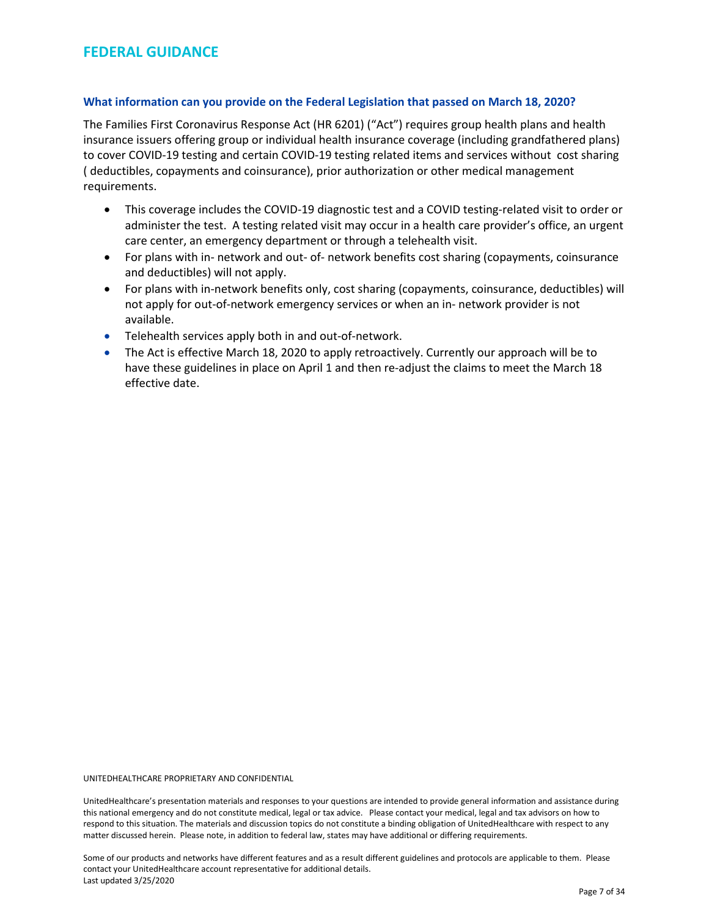# FEDERAL GUIDANCE

### What information can you provide on the Federal Legislation that passed on March 18, 2020?

The Families First Coronavirus Response Act (HR 6201) ("Act") requires group health plans and health insurance issuers offering group or individual health insurance coverage (including grandfathered plans) to cover COVID-19 testing and certain COVID-19 testing related items and services without cost sharing ( deductibles, copayments and coinsurance), prior authorization or other medical management requirements.

- This coverage includes the COVID-19 diagnostic test and a COVID testing-related visit to order or administer the test. A testing related visit may occur in a health care provider's office, an urgent care center, an emergency department or through a telehealth visit.
- For plans with in- network and out- of- network benefits cost sharing (copayments, coinsurance and deductibles) will not apply.
- For plans with in-network benefits only, cost sharing (copayments, coinsurance, deductibles) will not apply for out-of-network emergency services or when an in- network provider is not available.
- Telehealth services apply both in and out-of-network.
- The Act is effective March 18, 2020 to apply retroactively. Currently our approach will be to have these guidelines in place on April 1 and then re-adjust the claims to meet the March 18 effective date.

UNITEDHEALTHCARE PROPRIETARY AND CONFIDENTIAL

UnitedHealthcare's presentation materials and responses to your questions are intended to provide general information and assistance during this national emergency and do not constitute medical, legal or tax advice. Please contact your medical, legal and tax advisors on how to respond to this situation. The materials and discussion topics do not constitute a binding obligation of UnitedHealthcare with respect to any matter discussed herein. Please note, in addition to federal law, states may have additional or differing requirements.

Some of our products and networks have different features and as a result different guidelines and protocols are applicable to them. Please contact your UnitedHealthcare account representative for additional details.
Last updated 3/25/2020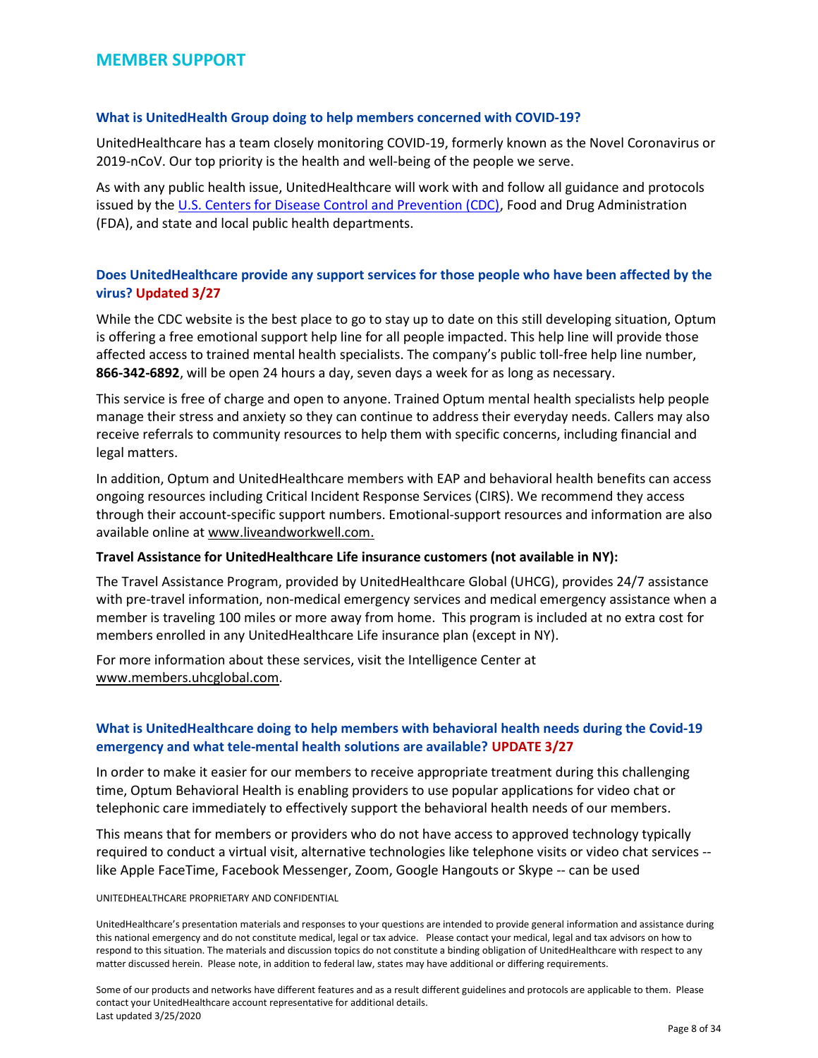## MEMBER SUPPORT

### What is UnitedHealth Group doing to help members concerned with COVID-19?

UnitedHealthcare has a team closely monitoring COVID-19, formerly known as the Novel Coronavirus or 2019-nCoV. Our top priority is the health and well-being of the people we serve.

As with any public health issue, UnitedHealthcare will work with and follow all guidance and protocols issued by the U.S. Centers for Disease Control and Prevention (CDC), Food and Drug Administration (FDA), and state and local public health departments.

### Does UnitedHealthcare provide any support services for those people who have been affected by the virus? Updated 3/27

While the CDC website is the best place to go to stay up to date on this still developing situation, Optum is offering a free emotional support help line for all people impacted. This help line will provide those affected access to trained mental health specialists. The company's public toll-free help line number, **866-342-6892**, will be open 24 hours a day, seven days a week for as long as necessary.

This service is free of charge and open to anyone. Trained Optum mental health specialists help people manage their stress and anxiety so they can continue to address their everyday needs. Callers may also receive referrals to community resources to help them with specific concerns, including financial and legal matters.

In addition, Optum and UnitedHealthcare members with EAP and behavioral health benefits can access ongoing resources including Critical Incident Response Services (CIRS). We recommend they access through their account-specific support numbers. Emotional-support resources and information are also available online at www.liveandworkwell.com.

**Travel Assistance for UnitedHealthcare Life insurance customers (not available in NY):**

The Travel Assistance Program, provided by UnitedHealthcare Global (UHCG), provides 24/7 assistance with pre-travel information, non-medical emergency services and medical emergency assistance when a member is traveling 100 miles or more away from home. This program is included at no extra cost for members enrolled in any UnitedHealthcare Life insurance plan (except in NY).

For more information about these services, visit the Intelligence Center at www.members.uhcglobal.com.

### What is UnitedHealthcare doing to help members with behavioral health needs during the Covid-19 emergency and what tele-mental health solutions are available? UPDATE 3/27

In order to make it easier for our members to receive appropriate treatment during this challenging time, Optum Behavioral Health is enabling providers to use popular applications for video chat or telephonic care immediately to effectively support the behavioral health needs of our members.

This means that for members or providers who do not have access to approved technology typically required to conduct a virtual visit, alternative technologies like telephone visits or video chat services -- like Apple FaceTime, Facebook Messenger, Zoom, Google Hangouts or Skype -- can be used

UNITEDHEALTHCARE PROPRIETARY AND CONFIDENTIAL

UnitedHealthcare's presentation materials and responses to your questions are intended to provide general information and assistance during this national emergency and do not constitute medical, legal or tax advice. Please contact your medical, legal and tax advisors on how to respond to this situation. The materials and discussion topics do not constitute a binding obligation of UnitedHealthcare with respect to any matter discussed herein. Please note, in addition to federal law, states may have additional or differing requirements.

Some of our products and networks have different features and as a result different guidelines and protocols are applicable to them. Please contact your UnitedHealthcare account representative for additional details.
Last updated 3/25/2020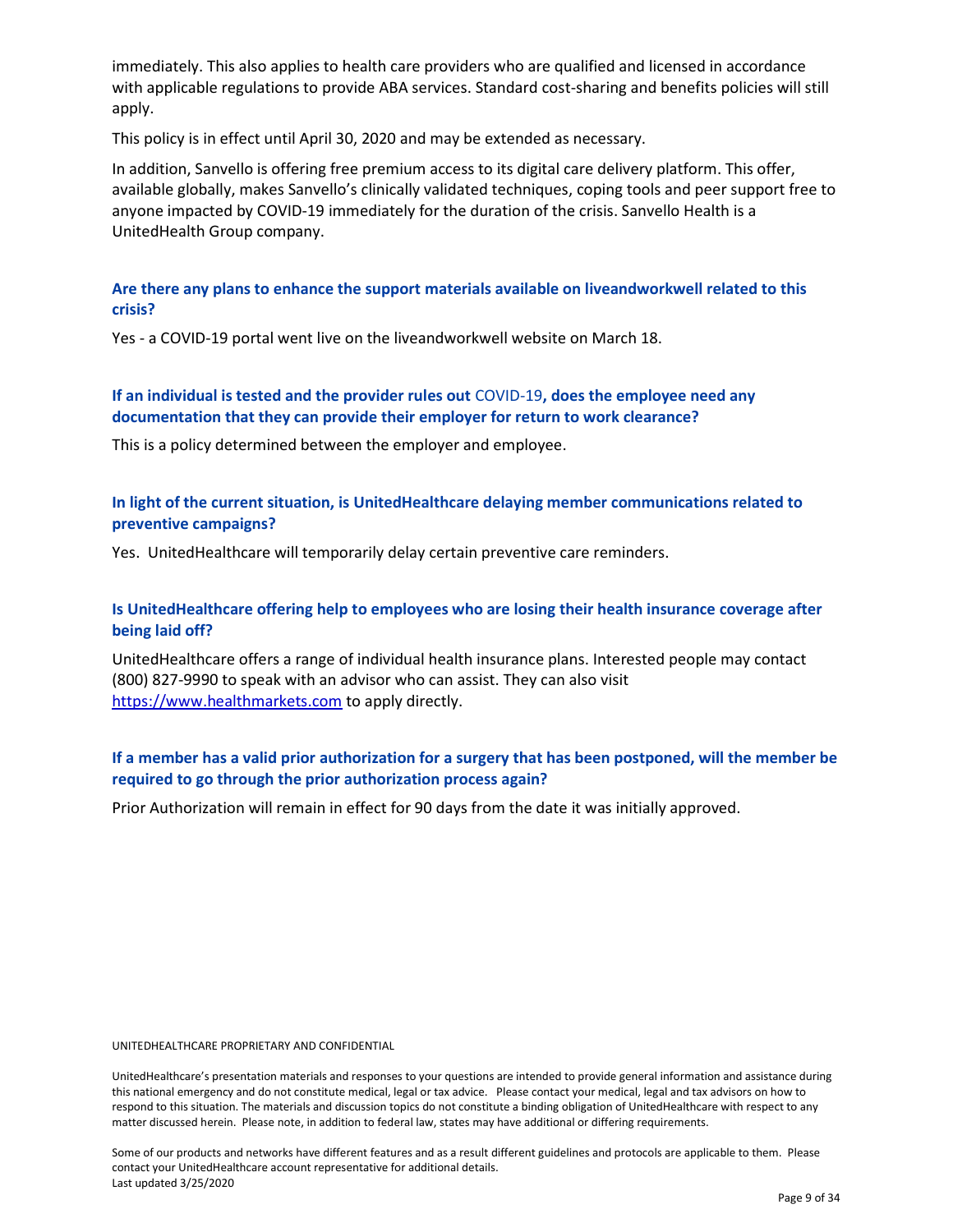immediately. This also applies to health care providers who are qualified and licensed in accordance with applicable regulations to provide ABA services. Standard cost-sharing and benefits policies will still apply.

This policy is in effect until April 30, 2020 and may be extended as necessary.

In addition, Sanvello is offering free premium access to its digital care delivery platform. This offer, available globally, makes Sanvello's clinically validated techniques, coping tools and peer support free to anyone impacted by COVID-19 immediately for the duration of the crisis. Sanvello Health is a UnitedHealth Group company.

**Are there any plans to enhance the support materials available on liveandworkwell related to this crisis?**

Yes - a COVID-19 portal went live on the liveandworkwell website on March 18.

**If an individual is tested and the provider rules out COVID-19, does the employee need any documentation that they can provide their employer for return to work clearance?**

This is a policy determined between the employer and employee.

**In light of the current situation, is UnitedHealthcare delaying member communications related to preventive campaigns?**

Yes. UnitedHealthcare will temporarily delay certain preventive care reminders.

**Is UnitedHealthcare offering help to employees who are losing their health insurance coverage after being laid off?**

UnitedHealthcare offers a range of individual health insurance plans. Interested people may contact (800) 827-9990 to speak with an advisor who can assist. They can also visit https://www.healthmarkets.com to apply directly.

**If a member has a valid prior authorization for a surgery that has been postponed, will the member be required to go through the prior authorization process again?**

Prior Authorization will remain in effect for 90 days from the date it was initially approved.

UNITEDHEALTHCARE PROPRIETARY AND CONFIDENTIAL

UnitedHealthcare's presentation materials and responses to your questions are intended to provide general information and assistance during this national emergency and do not constitute medical, legal or tax advice. Please contact your medical, legal and tax advisors on how to respond to this situation. The materials and discussion topics do not constitute a binding obligation of UnitedHealthcare with respect to any matter discussed herein. Please note, in addition to federal law, states may have additional or differing requirements.

Some of our products and networks have different features and as a result different guidelines and protocols are applicable to them. Please contact your UnitedHealthcare account representative for additional details.
Last updated 3/25/2020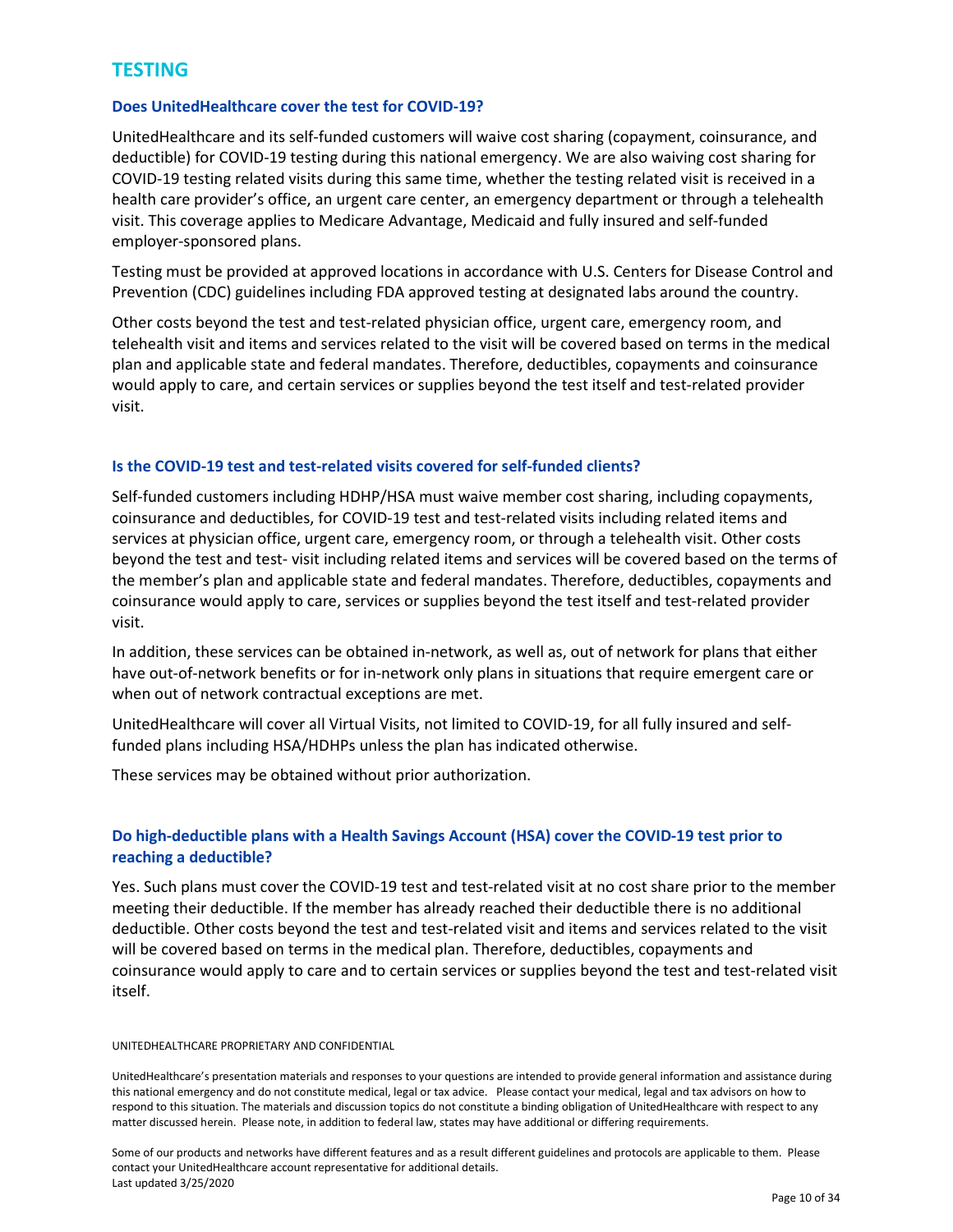## TESTING

### Does UnitedHealthcare cover the test for COVID-19?

UnitedHealthcare and its self-funded customers will waive cost sharing (copayment, coinsurance, and deductible) for COVID-19 testing during this national emergency. We are also waiving cost sharing for COVID-19 testing related visits during this same time, whether the testing related visit is received in a health care provider's office, an urgent care center, an emergency department or through a telehealth visit. This coverage applies to Medicare Advantage, Medicaid and fully insured and self-funded employer-sponsored plans.

Testing must be provided at approved locations in accordance with U.S. Centers for Disease Control and Prevention (CDC) guidelines including FDA approved testing at designated labs around the country.

Other costs beyond the test and test-related physician office, urgent care, emergency room, and telehealth visit and items and services related to the visit will be covered based on terms in the medical plan and applicable state and federal mandates. Therefore, deductibles, copayments and coinsurance would apply to care, and certain services or supplies beyond the test itself and test-related provider visit.

### Is the COVID-19 test and test-related visits covered for self-funded clients?

Self-funded customers including HDHP/HSA must waive member cost sharing, including copayments, coinsurance and deductibles, for COVID-19 test and test-related visits including related items and services at physician office, urgent care, emergency room, or through a telehealth visit. Other costs beyond the test and test- visit including related items and services will be covered based on the terms of the member's plan and applicable state and federal mandates. Therefore, deductibles, copayments and coinsurance would apply to care, services or supplies beyond the test itself and test-related provider visit.

In addition, these services can be obtained in-network, as well as, out of network for plans that either have out-of-network benefits or for in-network only plans in situations that require emergent care or when out of network contractual exceptions are met.

UnitedHealthcare will cover all Virtual Visits, not limited to COVID-19, for all fully insured and self-funded plans including HSA/HDHPs unless the plan has indicated otherwise.

These services may be obtained without prior authorization.

### Do high-deductible plans with a Health Savings Account (HSA) cover the COVID-19 test prior to reaching a deductible?

Yes. Such plans must cover the COVID-19 test and test-related visit at no cost share prior to the member meeting their deductible. If the member has already reached their deductible there is no additional deductible. Other costs beyond the test and test-related visit and items and services related to the visit will be covered based on terms in the medical plan. Therefore, deductibles, copayments and coinsurance would apply to care and to certain services or supplies beyond the test and test-related visit itself.

UNITEDHEALTHCARE PROPRIETARY AND CONFIDENTIAL

UnitedHealthcare's presentation materials and responses to your questions are intended to provide general information and assistance during this national emergency and do not constitute medical, legal or tax advice. Please contact your medical, legal and tax advisors on how to respond to this situation. The materials and discussion topics do not constitute a binding obligation of UnitedHealthcare with respect to any matter discussed herein. Please note, in addition to federal law, states may have additional or differing requirements.

Some of our products and networks have different features and as a result different guidelines and protocols are applicable to them. Please contact your UnitedHealthcare account representative for additional details.
Last updated 3/25/2020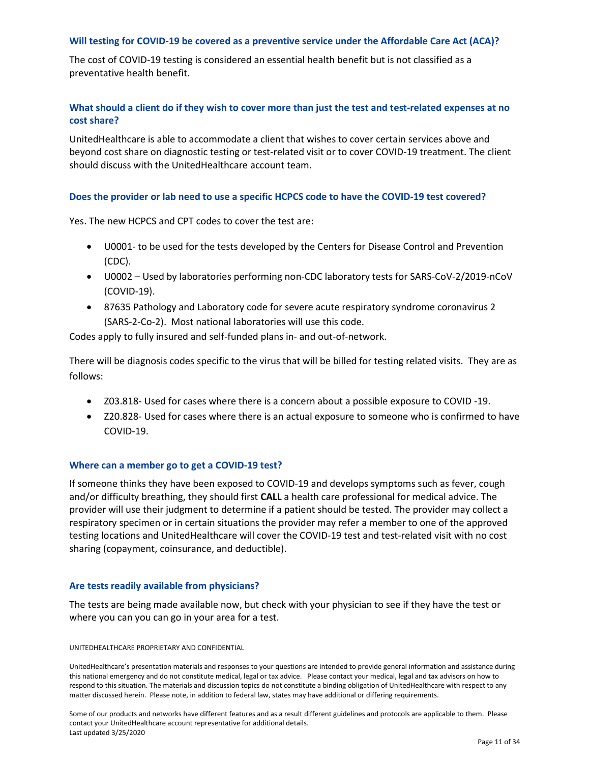### Will testing for COVID-19 be covered as a preventive service under the Affordable Care Act (ACA)?

The cost of COVID-19 testing is considered an essential health benefit but is not classified as a preventative health benefit.

### What should a client do if they wish to cover more than just the test and test-related expenses at no cost share?

UnitedHealthcare is able to accommodate a client that wishes to cover certain services above and beyond cost share on diagnostic testing or test-related visit or to cover COVID-19 treatment. The client should discuss with the UnitedHealthcare account team.

### Does the provider or lab need to use a specific HCPCS code to have the COVID-19 test covered?

Yes. The new HCPCS and CPT codes to cover the test are:

- U0001- to be used for the tests developed by the Centers for Disease Control and Prevention (CDC).
- U0002 – Used by laboratories performing non-CDC laboratory tests for SARS-CoV-2/2019-nCoV (COVID-19).
- 87635 Pathology and Laboratory code for severe acute respiratory syndrome coronavirus 2 (SARS-2-Co-2). Most national laboratories will use this code.

Codes apply to fully insured and self-funded plans in- and out-of-network.

There will be diagnosis codes specific to the virus that will be billed for testing related visits. They are as follows:

- Z03.818- Used for cases where there is a concern about a possible exposure to COVID -19.
- Z20.828- Used for cases where there is an actual exposure to someone who is confirmed to have COVID-19.

### Where can a member go to get a COVID-19 test?

If someone thinks they have been exposed to COVID-19 and develops symptoms such as fever, cough and/or difficulty breathing, they should first **CALL** a health care professional for medical advice. The provider will use their judgment to determine if a patient should be tested. The provider may collect a respiratory specimen or in certain situations the provider may refer a member to one of the approved testing locations and UnitedHealthcare will cover the COVID-19 test and test-related visit with no cost sharing (copayment, coinsurance, and deductible).

### Are tests readily available from physicians?

The tests are being made available now, but check with your physician to see if they have the test or where you can you can go in your area for a test.

UNITEDHEALTHCARE PROPRIETARY AND CONFIDENTIAL

UnitedHealthcare's presentation materials and responses to your questions are intended to provide general information and assistance during this national emergency and do not constitute medical, legal or tax advice. Please contact your medical, legal and tax advisors on how to respond to this situation. The materials and discussion topics do not constitute a binding obligation of UnitedHealthcare with respect to any matter discussed herein. Please note, in addition to federal law, states may have additional or differing requirements.

Some of our products and networks have different features and as a result different guidelines and protocols are applicable to them. Please contact your UnitedHealthcare account representative for additional details.
Last updated 3/25/2020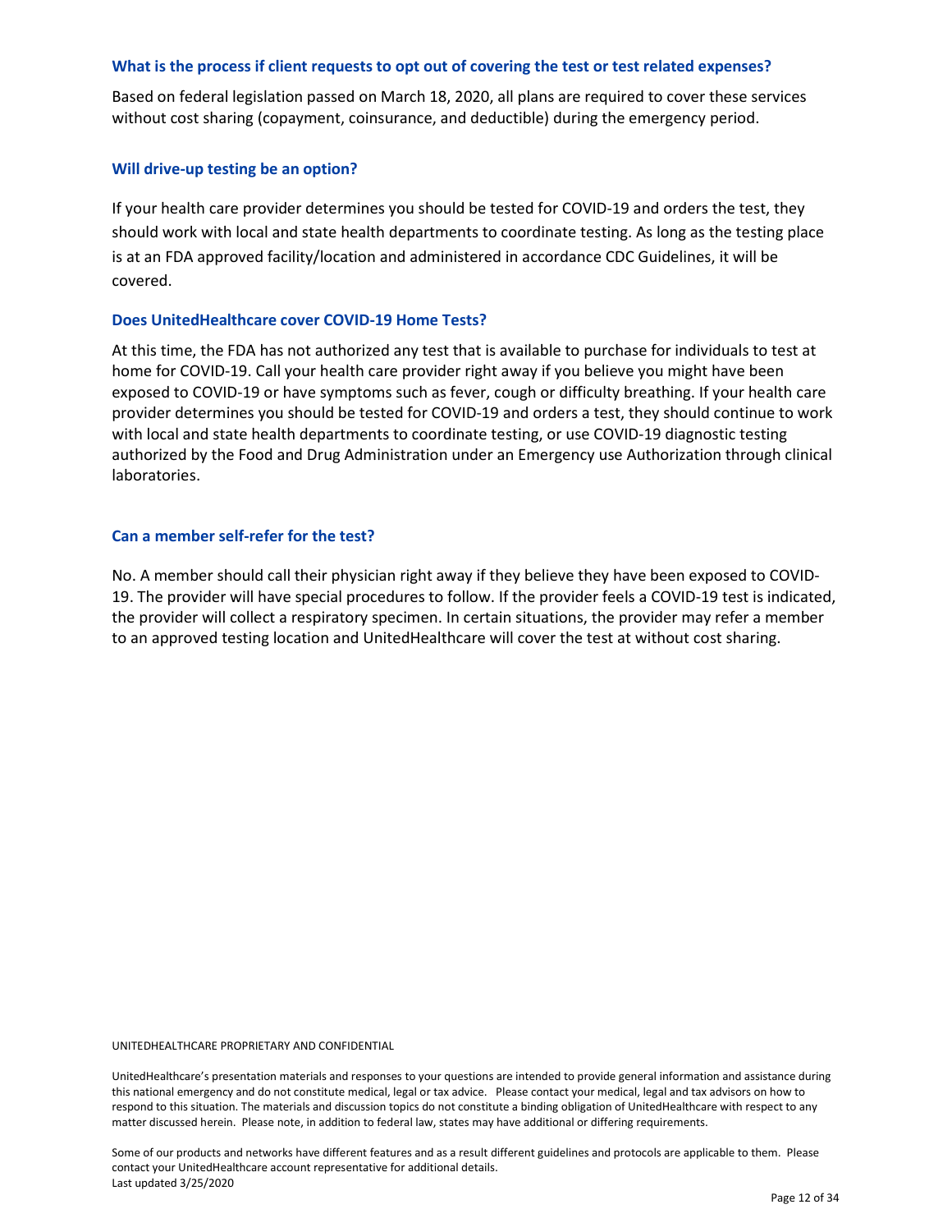### What is the process if client requests to opt out of covering the test or test related expenses?

Based on federal legislation passed on March 18, 2020, all plans are required to cover these services without cost sharing (copayment, coinsurance, and deductible) during the emergency period.

### Will drive-up testing be an option?

If your health care provider determines you should be tested for COVID-19 and orders the test, they should work with local and state health departments to coordinate testing. As long as the testing place is at an FDA approved facility/location and administered in accordance CDC Guidelines, it will be covered.

### Does UnitedHealthcare cover COVID-19 Home Tests?

At this time, the FDA has not authorized any test that is available to purchase for individuals to test at home for COVID-19. Call your health care provider right away if you believe you might have been exposed to COVID-19 or have symptoms such as fever, cough or difficulty breathing. If your health care provider determines you should be tested for COVID-19 and orders a test, they should continue to work with local and state health departments to coordinate testing, or use COVID-19 diagnostic testing authorized by the Food and Drug Administration under an Emergency use Authorization through clinical laboratories.

### Can a member self-refer for the test?

No. A member should call their physician right away if they believe they have been exposed to COVID-19. The provider will have special procedures to follow. If the provider feels a COVID-19 test is indicated, the provider will collect a respiratory specimen. In certain situations, the provider may refer a member to an approved testing location and UnitedHealthcare will cover the test at without cost sharing.

UNITEDHEALTHCARE PROPRIETARY AND CONFIDENTIAL

UnitedHealthcare's presentation materials and responses to your questions are intended to provide general information and assistance during this national emergency and do not constitute medical, legal or tax advice. Please contact your medical, legal and tax advisors on how to respond to this situation. The materials and discussion topics do not constitute a binding obligation of UnitedHealthcare with respect to any matter discussed herein. Please note, in addition to federal law, states may have additional or differing requirements.

Some of our products and networks have different features and as a result different guidelines and protocols are applicable to them. Please contact your UnitedHealthcare account representative for additional details.
Last updated 3/25/2020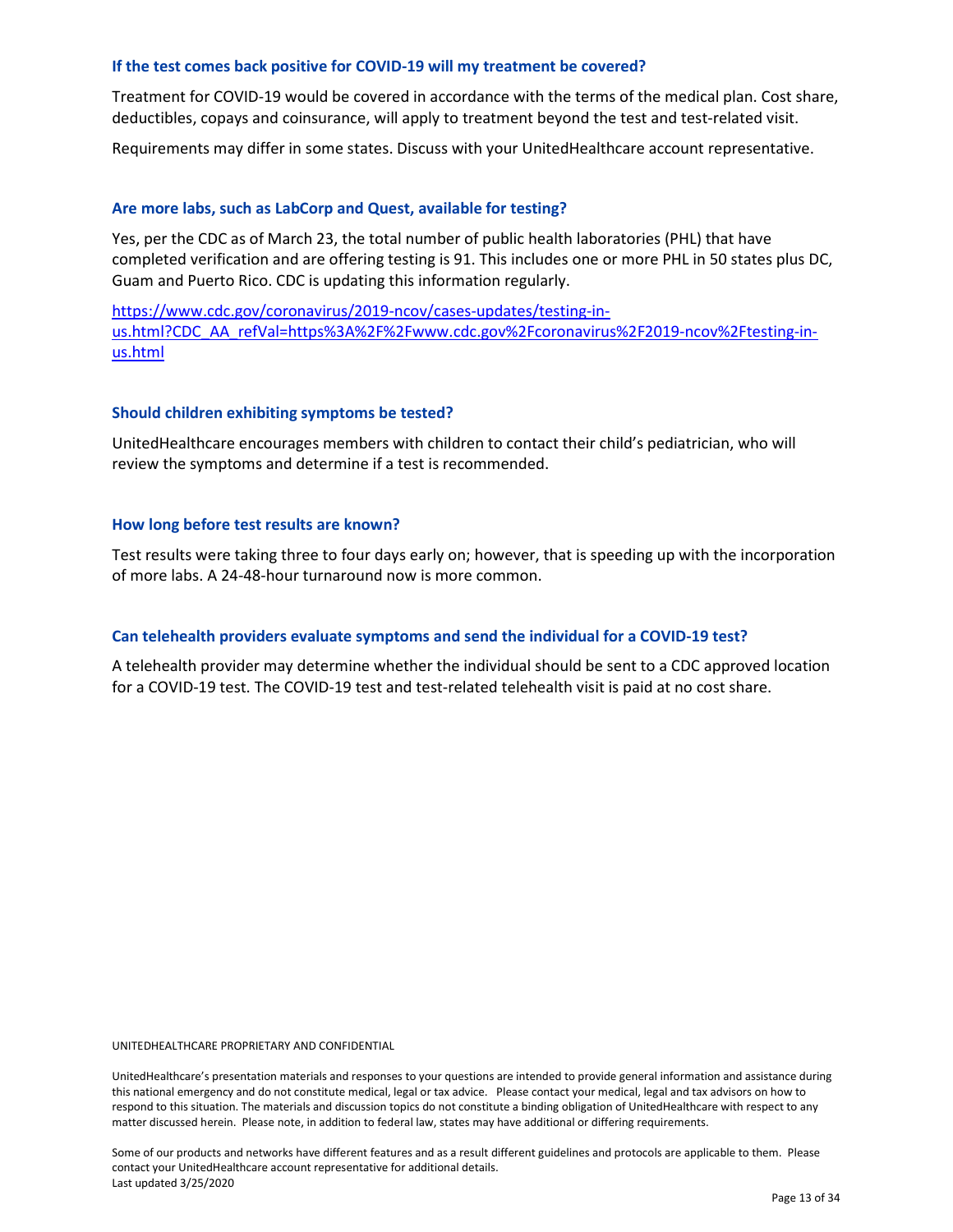### If the test comes back positive for COVID-19 will my treatment be covered?

Treatment for COVID-19 would be covered in accordance with the terms of the medical plan. Cost share, deductibles, copays and coinsurance, will apply to treatment beyond the test and test-related visit.

Requirements may differ in some states. Discuss with your UnitedHealthcare account representative.

### Are more labs, such as LabCorp and Quest, available for testing?

Yes, per the CDC as of March 23, the total number of public health laboratories (PHL) that have completed verification and are offering testing is 91. This includes one or more PHL in 50 states plus DC, Guam and Puerto Rico. CDC is updating this information regularly.

https://www.cdc.gov/coronavirus/2019-ncov/cases-updates/testing-in-us.html?CDC_AA_refVal=https%3A%2F%2Fwww.cdc.gov%2Fcoronavirus%2F2019-ncov%2Ftesting-in-us.html

### Should children exhibiting symptoms be tested?

UnitedHealthcare encourages members with children to contact their child's pediatrician, who will review the symptoms and determine if a test is recommended.

### How long before test results are known?

Test results were taking three to four days early on; however, that is speeding up with the incorporation of more labs. A 24-48-hour turnaround now is more common.

### Can telehealth providers evaluate symptoms and send the individual for a COVID-19 test?

A telehealth provider may determine whether the individual should be sent to a CDC approved location for a COVID-19 test. The COVID-19 test and test-related telehealth visit is paid at no cost share.

UNITEDHEALTHCARE PROPRIETARY AND CONFIDENTIAL

UnitedHealthcare's presentation materials and responses to your questions are intended to provide general information and assistance during this national emergency and do not constitute medical, legal or tax advice. Please contact your medical, legal and tax advisors on how to respond to this situation. The materials and discussion topics do not constitute a binding obligation of UnitedHealthcare with respect to any matter discussed herein. Please note, in addition to federal law, states may have additional or differing requirements.

Some of our products and networks have different features and as a result different guidelines and protocols are applicable to them. Please contact your UnitedHealthcare account representative for additional details.
Last updated 3/25/2020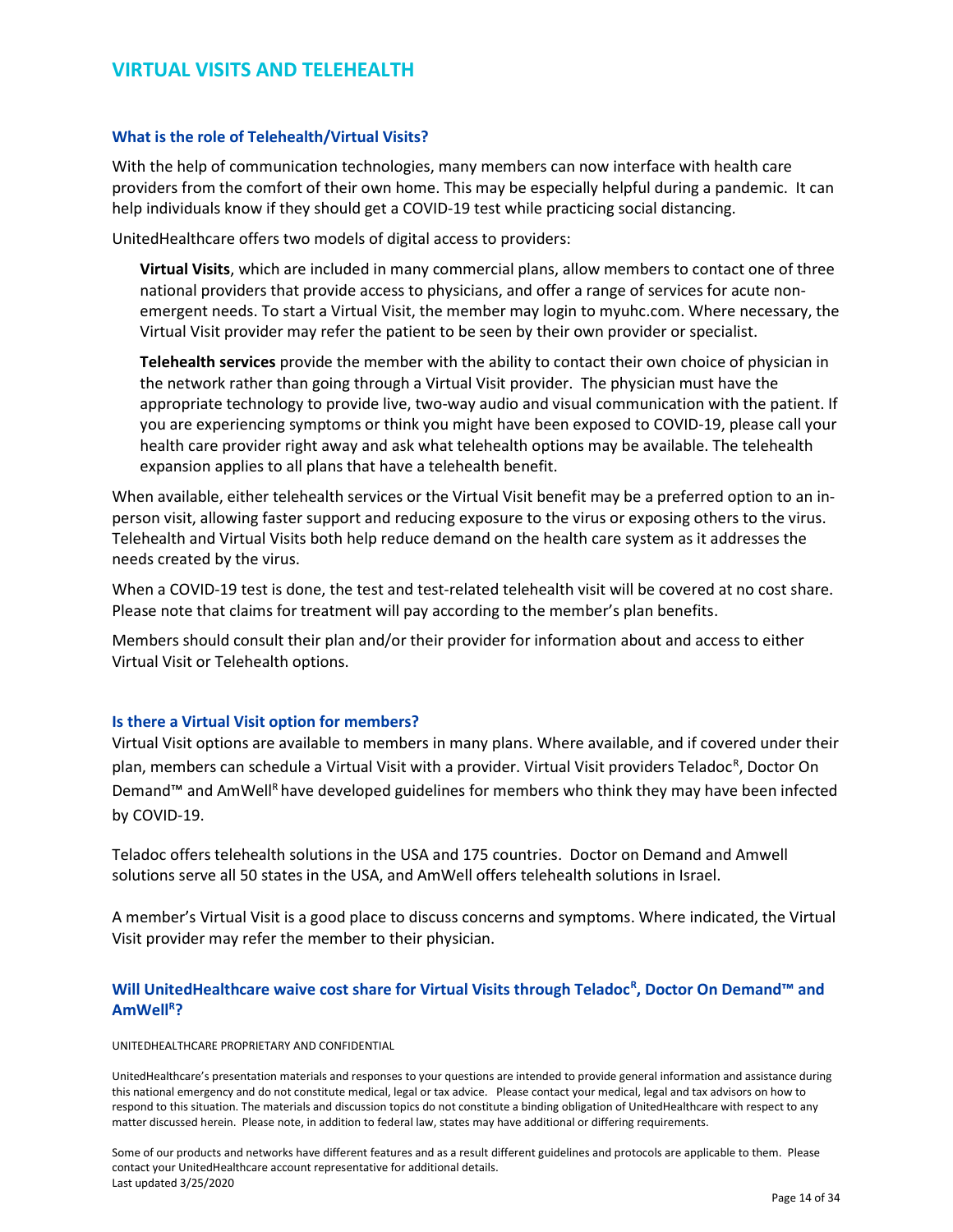# VIRTUAL VISITS AND TELEHEALTH

### What is the role of Telehealth/Virtual Visits?

With the help of communication technologies, many members can now interface with health care providers from the comfort of their own home. This may be especially helpful during a pandemic. It can help individuals know if they should get a COVID-19 test while practicing social distancing.

UnitedHealthcare offers two models of digital access to providers:

> **Virtual Visits**, which are included in many commercial plans, allow members to contact one of three national providers that provide access to physicians, and offer a range of services for acute non-emergent needs. To start a Virtual Visit, the member may login to myuhc.com. Where necessary, the Virtual Visit provider may refer the patient to be seen by their own provider or specialist.
>
> **Telehealth services** provide the member with the ability to contact their own choice of physician in the network rather than going through a Virtual Visit provider. The physician must have the appropriate technology to provide live, two-way audio and visual communication with the patient. If you are experiencing symptoms or think you might have been exposed to COVID-19, please call your health care provider right away and ask what telehealth options may be available. The telehealth expansion applies to all plans that have a telehealth benefit.

When available, either telehealth services or the Virtual Visit benefit may be a preferred option to an in-person visit, allowing faster support and reducing exposure to the virus or exposing others to the virus. Telehealth and Virtual Visits both help reduce demand on the health care system as it addresses the needs created by the virus.

When a COVID-19 test is done, the test and test-related telehealth visit will be covered at no cost share. Please note that claims for treatment will pay according to the member's plan benefits.

Members should consult their plan and/or their provider for information about and access to either Virtual Visit or Telehealth options.

### Is there a Virtual Visit option for members?

Virtual Visit options are available to members in many plans. Where available, and if covered under their plan, members can schedule a Virtual Visit with a provider. Virtual Visit providers Teladoc[R], Doctor On Demand™ and AmWell[R] have developed guidelines for members who think they may have been infected by COVID-19.

Teladoc offers telehealth solutions in the USA and 175 countries. Doctor on Demand and Amwell solutions serve all 50 states in the USA, and AmWell offers telehealth solutions in Israel.

A member's Virtual Visit is a good place to discuss concerns and symptoms. Where indicated, the Virtual Visit provider may refer the member to their physician.

### Will UnitedHealthcare waive cost share for Virtual Visits through Teladoc[R], Doctor On Demand™ and AmWell[R]?

UNITEDHEALTHCARE PROPRIETARY AND CONFIDENTIAL

UnitedHealthcare's presentation materials and responses to your questions are intended to provide general information and assistance during this national emergency and do not constitute medical, legal or tax advice. Please contact your medical, legal and tax advisors on how to respond to this situation. The materials and discussion topics do not constitute a binding obligation of UnitedHealthcare with respect to any matter discussed herein. Please note, in addition to federal law, states may have additional or differing requirements.

Some of our products and networks have different features and as a result different guidelines and protocols are applicable to them. Please contact your UnitedHealthcare account representative for additional details.
Last updated 3/25/2020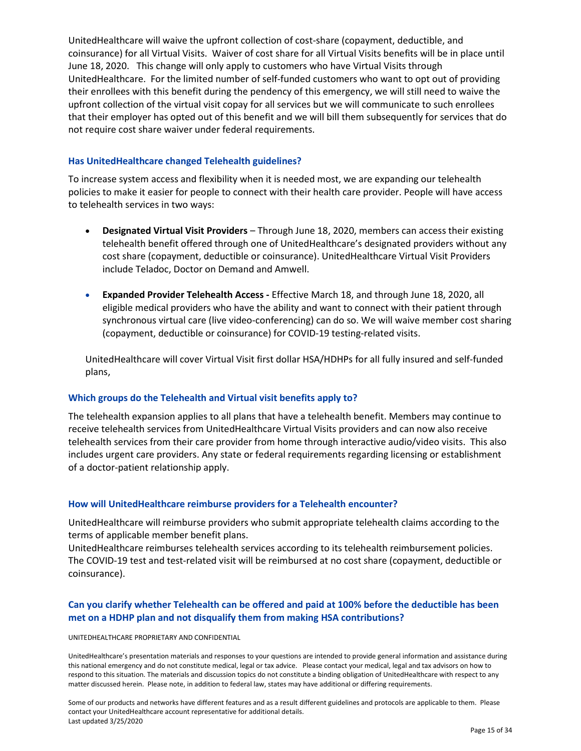UnitedHealthcare will waive the upfront collection of cost-share (copayment, deductible, and coinsurance) for all Virtual Visits. Waiver of cost share for all Virtual Visits benefits will be in place until June 18, 2020. This change will only apply to customers who have Virtual Visits through UnitedHealthcare. For the limited number of self-funded customers who want to opt out of providing their enrollees with this benefit during the pendency of this emergency, we will still need to waive the upfront collection of the virtual visit copay for all services but we will communicate to such enrollees that their employer has opted out of this benefit and we will bill them subsequently for services that do not require cost share waiver under federal requirements.

### Has UnitedHealthcare changed Telehealth guidelines?

To increase system access and flexibility when it is needed most, we are expanding our telehealth policies to make it easier for people to connect with their health care provider. People will have access to telehealth services in two ways:

- **Designated Virtual Visit Providers** – Through June 18, 2020, members can access their existing telehealth benefit offered through one of UnitedHealthcare's designated providers without any cost share (copayment, deductible or coinsurance). UnitedHealthcare Virtual Visit Providers include Teladoc, Doctor on Demand and Amwell.

- **Expanded Provider Telehealth Access -** Effective March 18, and through June 18, 2020, all eligible medical providers who have the ability and want to connect with their patient through synchronous virtual care (live video-conferencing) can do so. We will waive member cost sharing (copayment, deductible or coinsurance) for COVID-19 testing-related visits.

UnitedHealthcare will cover Virtual Visit first dollar HSA/HDHPs for all fully insured and self-funded plans,

### Which groups do the Telehealth and Virtual visit benefits apply to?

The telehealth expansion applies to all plans that have a telehealth benefit. Members may continue to receive telehealth services from UnitedHealthcare Virtual Visits providers and can now also receive telehealth services from their care provider from home through interactive audio/video visits. This also includes urgent care providers. Any state or federal requirements regarding licensing or establishment of a doctor-patient relationship apply.

### How will UnitedHealthcare reimburse providers for a Telehealth encounter?

UnitedHealthcare will reimburse providers who submit appropriate telehealth claims according to the terms of applicable member benefit plans.
UnitedHealthcare reimburses telehealth services according to its telehealth reimbursement policies. The COVID-19 test and test-related visit will be reimbursed at no cost share (copayment, deductible or coinsurance).

### Can you clarify whether Telehealth can be offered and paid at 100% before the deductible has been met on a HDHP plan and not disqualify them from making HSA contributions?

UNITEDHEALTHCARE PROPRIETARY AND CONFIDENTIAL

UnitedHealthcare's presentation materials and responses to your questions are intended to provide general information and assistance during this national emergency and do not constitute medical, legal or tax advice. Please contact your medical, legal and tax advisors on how to respond to this situation. The materials and discussion topics do not constitute a binding obligation of UnitedHealthcare with respect to any matter discussed herein. Please note, in addition to federal law, states may have additional or differing requirements.

Some of our products and networks have different features and as a result different guidelines and protocols are applicable to them. Please contact your UnitedHealthcare account representative for additional details.
Last updated 3/25/2020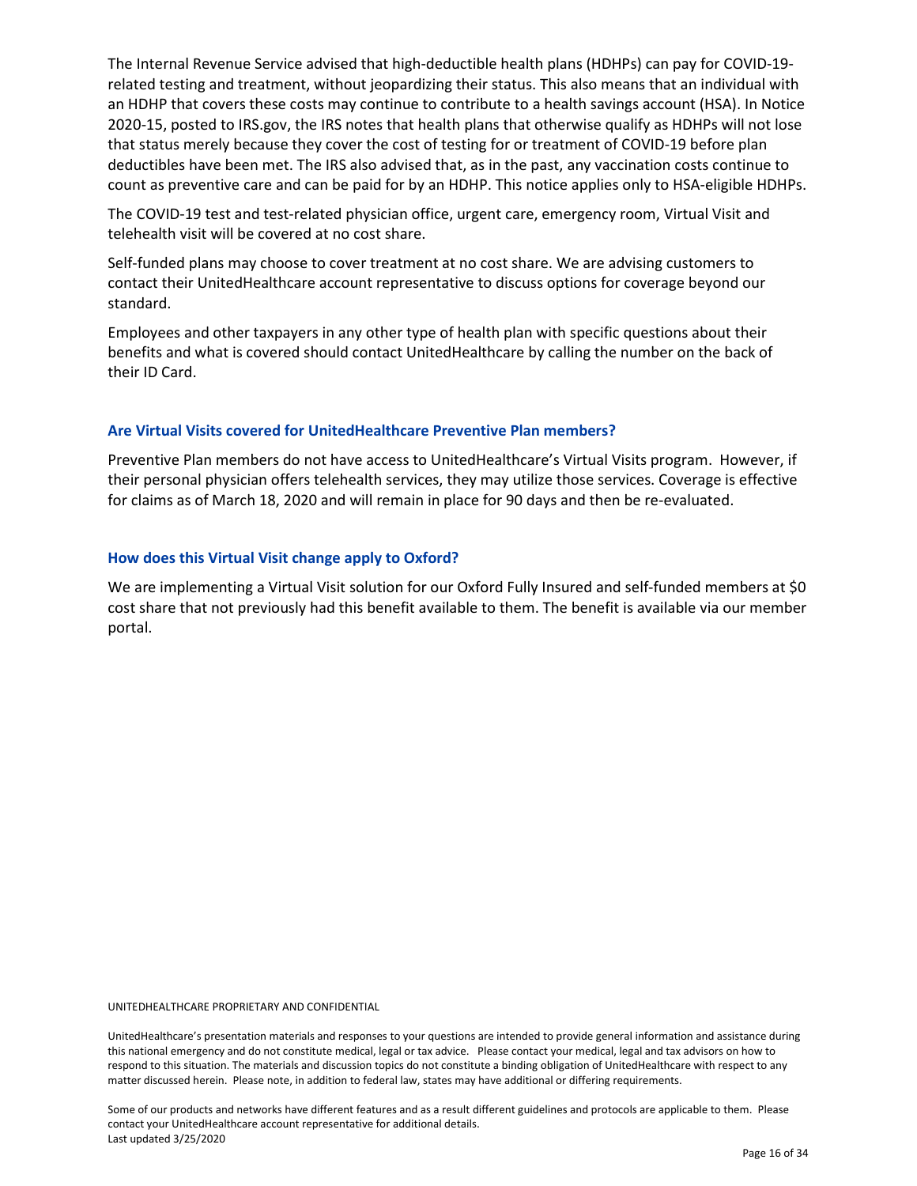The Internal Revenue Service advised that high-deductible health plans (HDHPs) can pay for COVID-19-related testing and treatment, without jeopardizing their status. This also means that an individual with an HDHP that covers these costs may continue to contribute to a health savings account (HSA). In Notice 2020-15, posted to IRS.gov, the IRS notes that health plans that otherwise qualify as HDHPs will not lose that status merely because they cover the cost of testing for or treatment of COVID-19 before plan deductibles have been met. The IRS also advised that, as in the past, any vaccination costs continue to count as preventive care and can be paid for by an HDHP. This notice applies only to HSA-eligible HDHPs.

The COVID-19 test and test-related physician office, urgent care, emergency room, Virtual Visit and telehealth visit will be covered at no cost share.

Self-funded plans may choose to cover treatment at no cost share. We are advising customers to contact their UnitedHealthcare account representative to discuss options for coverage beyond our standard.

Employees and other taxpayers in any other type of health plan with specific questions about their benefits and what is covered should contact UnitedHealthcare by calling the number on the back of their ID Card.

### Are Virtual Visits covered for UnitedHealthcare Preventive Plan members?

Preventive Plan members do not have access to UnitedHealthcare's Virtual Visits program. However, if their personal physician offers telehealth services, they may utilize those services. Coverage is effective for claims as of March 18, 2020 and will remain in place for 90 days and then be re-evaluated.

### How does this Virtual Visit change apply to Oxford?

We are implementing a Virtual Visit solution for our Oxford Fully Insured and self-funded members at $0 cost share that not previously had this benefit available to them. The benefit is available via our member portal.

UNITEDHEALTHCARE PROPRIETARY AND CONFIDENTIAL

UnitedHealthcare's presentation materials and responses to your questions are intended to provide general information and assistance during this national emergency and do not constitute medical, legal or tax advice. Please contact your medical, legal and tax advisors on how to respond to this situation. The materials and discussion topics do not constitute a binding obligation of UnitedHealthcare with respect to any matter discussed herein. Please note, in addition to federal law, states may have additional or differing requirements.

Some of our products and networks have different features and as a result different guidelines and protocols are applicable to them. Please contact your UnitedHealthcare account representative for additional details.
Last updated 3/25/2020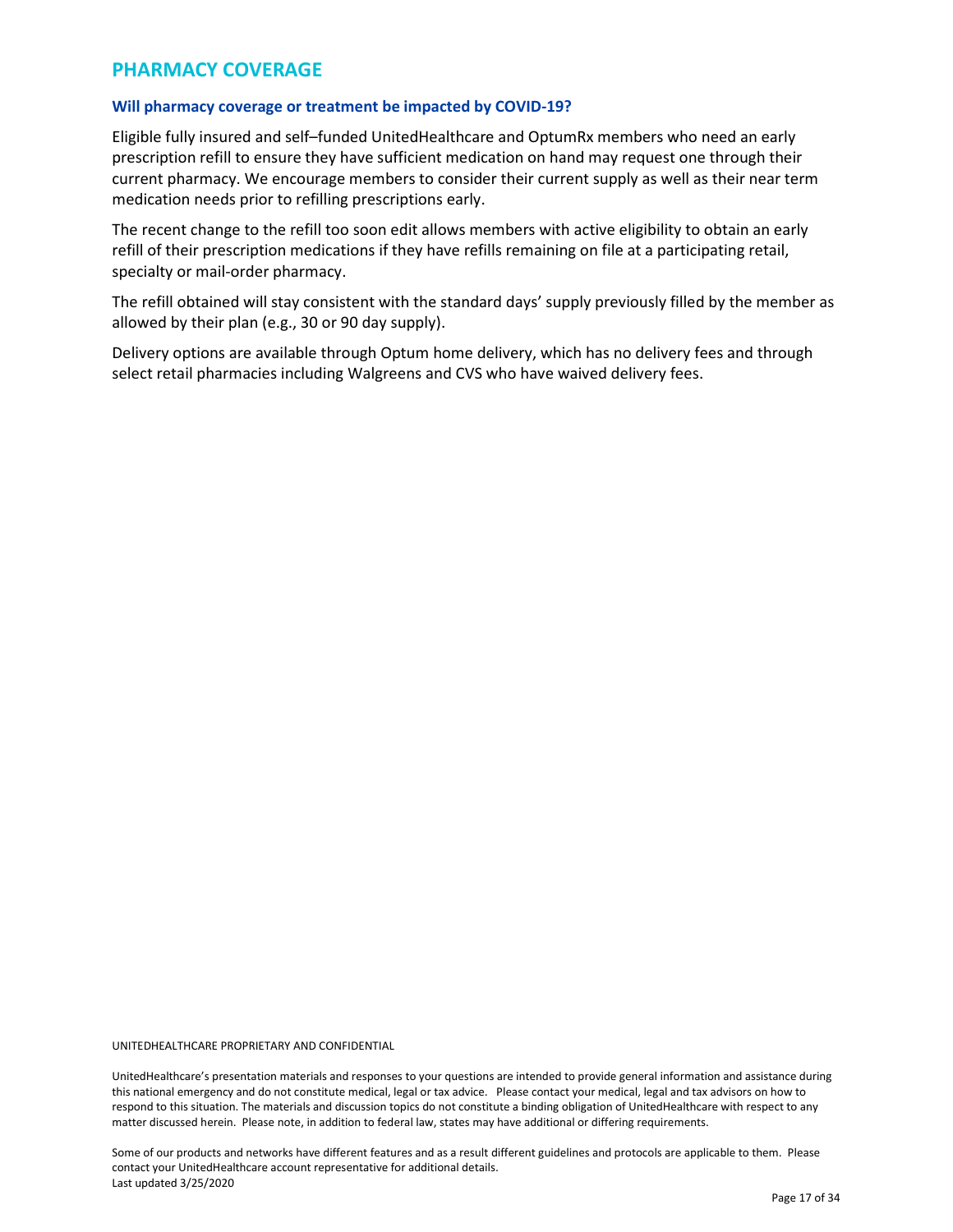# PHARMACY COVERAGE

### Will pharmacy coverage or treatment be impacted by COVID-19?

Eligible fully insured and self–funded UnitedHealthcare and OptumRx members who need an early prescription refill to ensure they have sufficient medication on hand may request one through their current pharmacy. We encourage members to consider their current supply as well as their near term medication needs prior to refilling prescriptions early.

The recent change to the refill too soon edit allows members with active eligibility to obtain an early refill of their prescription medications if they have refills remaining on file at a participating retail, specialty or mail-order pharmacy.

The refill obtained will stay consistent with the standard days' supply previously filled by the member as allowed by their plan (e.g., 30 or 90 day supply).

Delivery options are available through Optum home delivery, which has no delivery fees and through select retail pharmacies including Walgreens and CVS who have waived delivery fees.

UNITEDHEALTHCARE PROPRIETARY AND CONFIDENTIAL

UnitedHealthcare's presentation materials and responses to your questions are intended to provide general information and assistance during this national emergency and do not constitute medical, legal or tax advice. Please contact your medical, legal and tax advisors on how to respond to this situation. The materials and discussion topics do not constitute a binding obligation of UnitedHealthcare with respect to any matter discussed herein. Please note, in addition to federal law, states may have additional or differing requirements.

Some of our products and networks have different features and as a result different guidelines and protocols are applicable to them. Please contact your UnitedHealthcare account representative for additional details.
Last updated 3/25/2020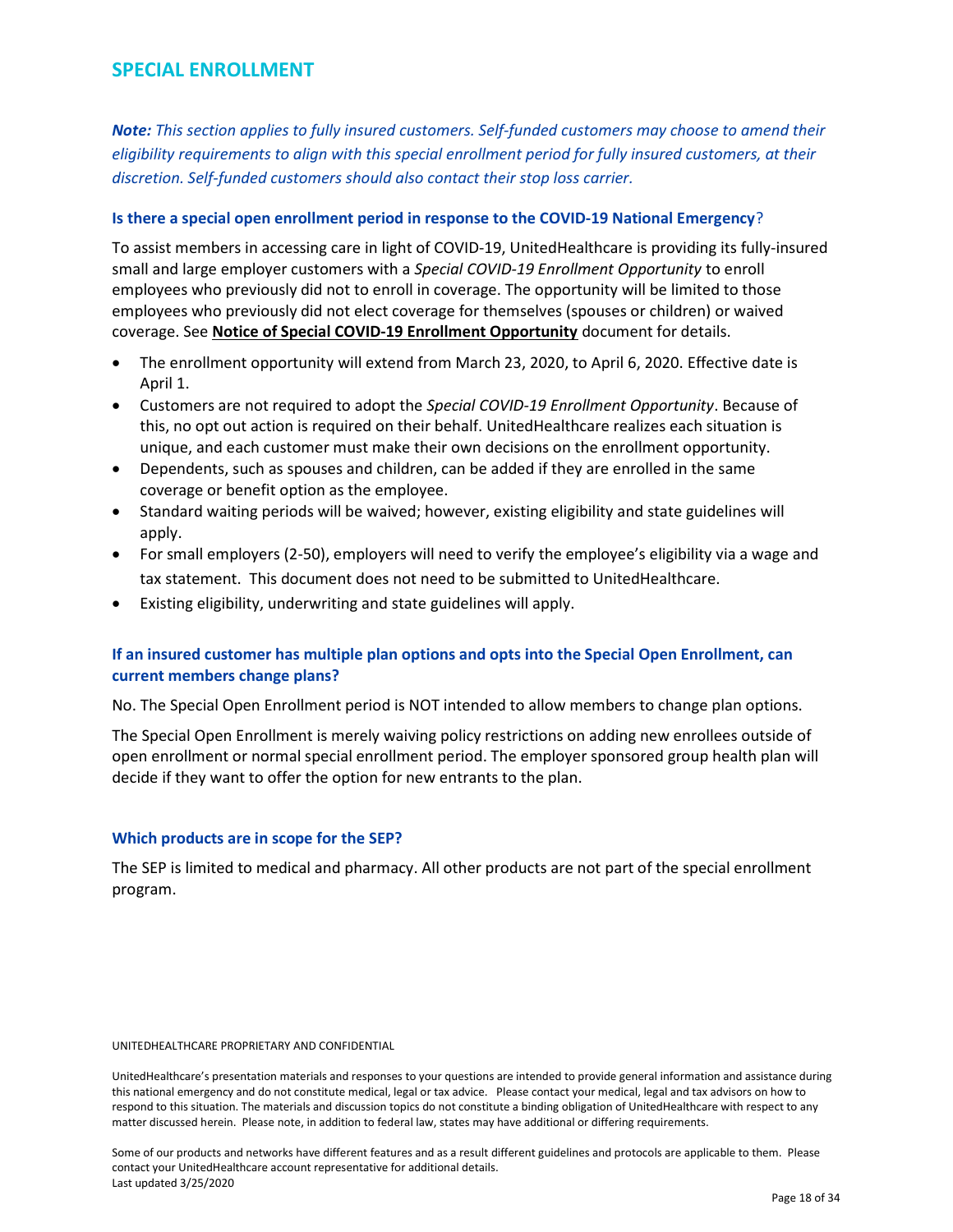## SPECIAL ENROLLMENT

***Note:*** *This section applies to fully insured customers. Self-funded customers may choose to amend their eligibility requirements to align with this special enrollment period for fully insured customers, at their discretion. Self-funded customers should also contact their stop loss carrier.*

### Is there a special open enrollment period in response to the COVID-19 National Emergency?

To assist members in accessing care in light of COVID-19, UnitedHealthcare is providing its fully-insured small and large employer customers with a *Special COVID-19 Enrollment Opportunity* to enroll employees who previously did not to enroll in coverage. The opportunity will be limited to those employees who previously did not elect coverage for themselves (spouses or children) or waived coverage. See **Notice of Special COVID-19 Enrollment Opportunity** document for details.

- The enrollment opportunity will extend from March 23, 2020, to April 6, 2020. Effective date is April 1.
- Customers are not required to adopt the *Special COVID-19 Enrollment Opportunity*. Because of this, no opt out action is required on their behalf. UnitedHealthcare realizes each situation is unique, and each customer must make their own decisions on the enrollment opportunity.
- Dependents, such as spouses and children, can be added if they are enrolled in the same coverage or benefit option as the employee.
- Standard waiting periods will be waived; however, existing eligibility and state guidelines will apply.
- For small employers (2-50), employers will need to verify the employee's eligibility via a wage and tax statement. This document does not need to be submitted to UnitedHealthcare.
- Existing eligibility, underwriting and state guidelines will apply.

### If an insured customer has multiple plan options and opts into the Special Open Enrollment, can current members change plans?

No. The Special Open Enrollment period is NOT intended to allow members to change plan options.

The Special Open Enrollment is merely waiving policy restrictions on adding new enrollees outside of open enrollment or normal special enrollment period. The employer sponsored group health plan will decide if they want to offer the option for new entrants to the plan.

### Which products are in scope for the SEP?

The SEP is limited to medical and pharmacy. All other products are not part of the special enrollment program.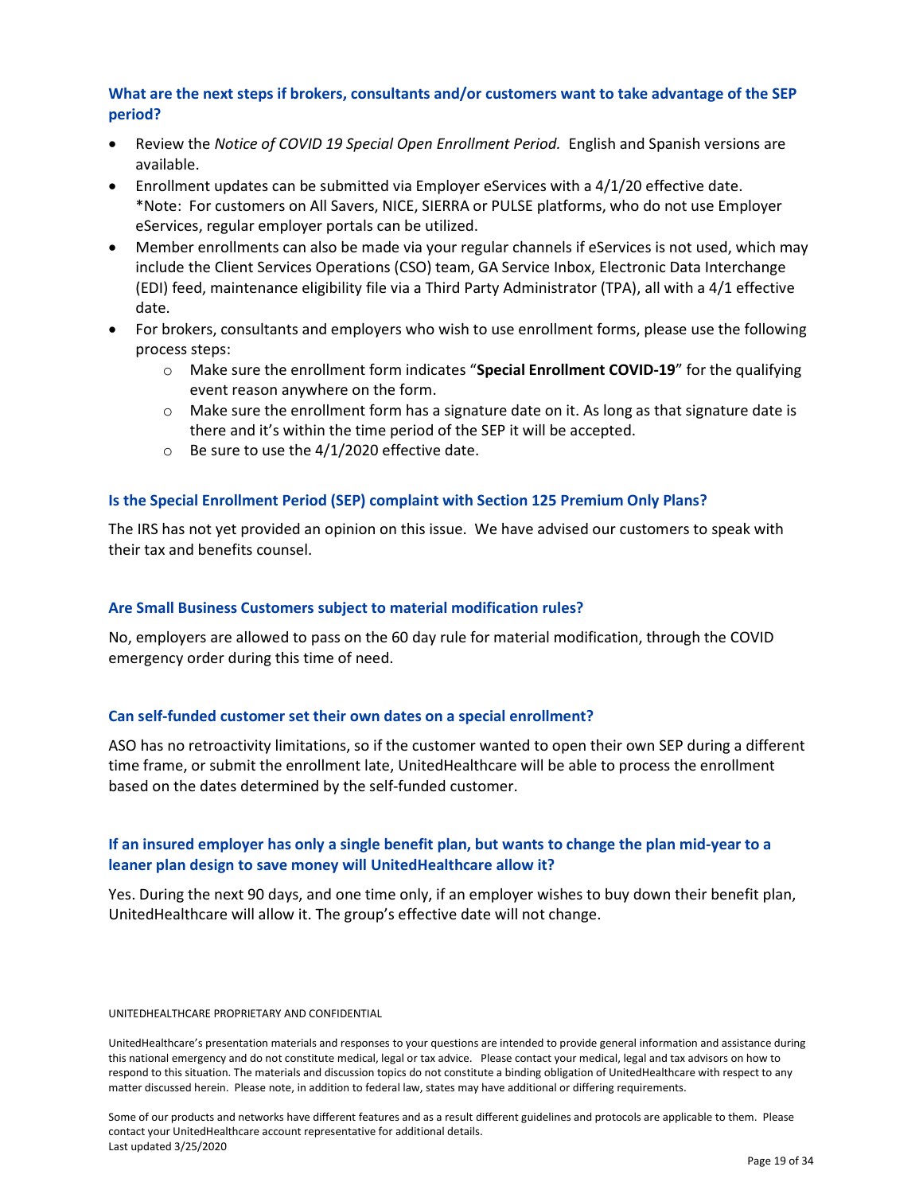### What are the next steps if brokers, consultants and/or customers want to take advantage of the SEP period?

- Review the *Notice of COVID 19 Special Open Enrollment Period.* English and Spanish versions are available.
- Enrollment updates can be submitted via Employer eServices with a 4/1/20 effective date. *Note: For customers on All Savers, NICE, SIERRA or PULSE platforms, who do not use Employer eServices, regular employer portals can be utilized.
- Member enrollments can also be made via your regular channels if eServices is not used, which may include the Client Services Operations (CSO) team, GA Service Inbox, Electronic Data Interchange (EDI) feed, maintenance eligibility file via a Third Party Administrator (TPA), all with a 4/1 effective date.
- For brokers, consultants and employers who wish to use enrollment forms, please use the following process steps:
  - Make sure the enrollment form indicates "**Special Enrollment COVID-19**" for the qualifying event reason anywhere on the form.
  - Make sure the enrollment form has a signature date on it. As long as that signature date is there and it's within the time period of the SEP it will be accepted.
  - Be sure to use the 4/1/2020 effective date.

### Is the Special Enrollment Period (SEP) complaint with Section 125 Premium Only Plans?

The IRS has not yet provided an opinion on this issue. We have advised our customers to speak with their tax and benefits counsel.

### Are Small Business Customers subject to material modification rules?

No, employers are allowed to pass on the 60 day rule for material modification, through the COVID emergency order during this time of need.

### Can self-funded customer set their own dates on a special enrollment?

ASO has no retroactivity limitations, so if the customer wanted to open their own SEP during a different time frame, or submit the enrollment late, UnitedHealthcare will be able to process the enrollment based on the dates determined by the self-funded customer.

### If an insured employer has only a single benefit plan, but wants to change the plan mid-year to a leaner plan design to save money will UnitedHealthcare allow it?

Yes. During the next 90 days, and one time only, if an employer wishes to buy down their benefit plan, UnitedHealthcare will allow it. The group's effective date will not change.

UNITEDHEALTHCARE PROPRIETARY AND CONFIDENTIAL

UnitedHealthcare's presentation materials and responses to your questions are intended to provide general information and assistance during this national emergency and do not constitute medical, legal or tax advice. Please contact your medical, legal and tax advisors on how to respond to this situation. The materials and discussion topics do not constitute a binding obligation of UnitedHealthcare with respect to any matter discussed herein. Please note, in addition to federal law, states may have additional or differing requirements.

Some of our products and networks have different features and as a result different guidelines and protocols are applicable to them. Please contact your UnitedHealthcare account representative for additional details.
Last updated 3/25/2020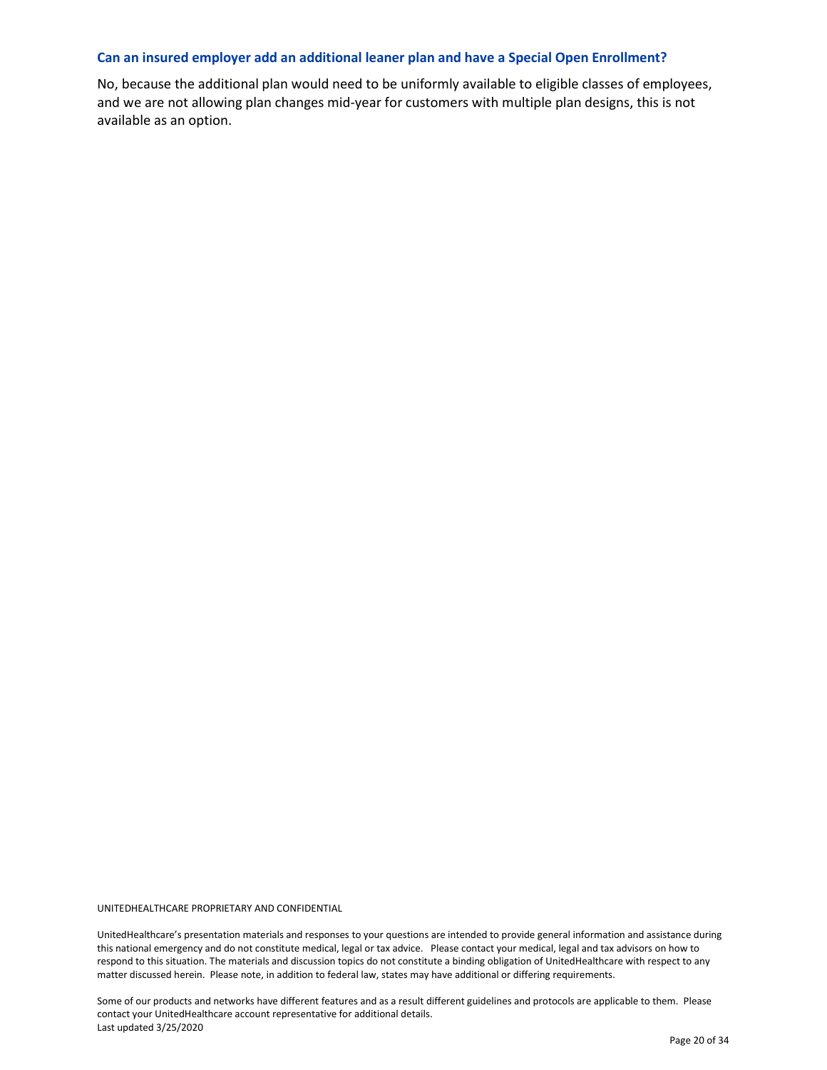### Can an insured employer add an additional leaner plan and have a Special Open Enrollment?

No, because the additional plan would need to be uniformly available to eligible classes of employees, and we are not allowing plan changes mid-year for customers with multiple plan designs, this is not available as an option.

UNITEDHEALTHCARE PROPRIETARY AND CONFIDENTIAL

UnitedHealthcare's presentation materials and responses to your questions are intended to provide general information and assistance during this national emergency and do not constitute medical, legal or tax advice. Please contact your medical, legal and tax advisors on how to respond to this situation. The materials and discussion topics do not constitute a binding obligation of UnitedHealthcare with respect to any matter discussed herein. Please note, in addition to federal law, states may have additional or differing requirements.

Some of our products and networks have different features and as a result different guidelines and protocols are applicable to them. Please contact your UnitedHealthcare account representative for additional details.
Last updated 3/25/2020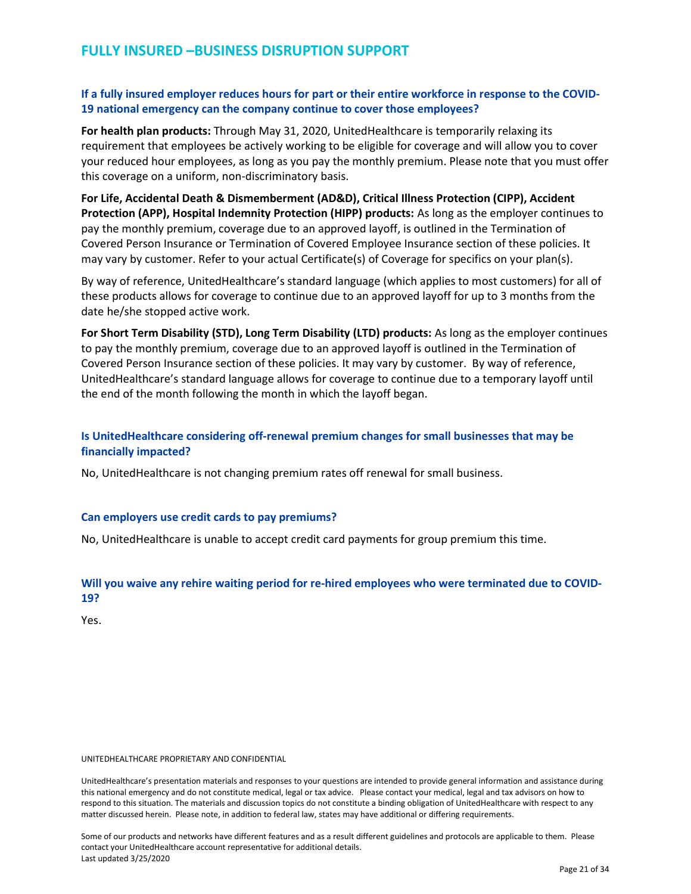## FULLY INSURED –BUSINESS DISRUPTION SUPPORT

### If a fully insured employer reduces hours for part or their entire workforce in response to the COVID-19 national emergency can the company continue to cover those employees?

**For health plan products:** Through May 31, 2020, UnitedHealthcare is temporarily relaxing its requirement that employees be actively working to be eligible for coverage and will allow you to cover your reduced hour employees, as long as you pay the monthly premium. Please note that you must offer this coverage on a uniform, non-discriminatory basis.

**For Life, Accidental Death & Dismemberment (AD&D), Critical Illness Protection (CIPP), Accident Protection (APP), Hospital Indemnity Protection (HIPP) products:** As long as the employer continues to pay the monthly premium, coverage due to an approved layoff, is outlined in the Termination of Covered Person Insurance or Termination of Covered Employee Insurance section of these policies. It may vary by customer. Refer to your actual Certificate(s) of Coverage for specifics on your plan(s).

By way of reference, UnitedHealthcare's standard language (which applies to most customers) for all of these products allows for coverage to continue due to an approved layoff for up to 3 months from the date he/she stopped active work.

**For Short Term Disability (STD), Long Term Disability (LTD) products:** As long as the employer continues to pay the monthly premium, coverage due to an approved layoff is outlined in the Termination of Covered Person Insurance section of these policies. It may vary by customer. By way of reference, UnitedHealthcare's standard language allows for coverage to continue due to a temporary layoff until the end of the month following the month in which the layoff began.

### Is UnitedHealthcare considering off-renewal premium changes for small businesses that may be financially impacted?

No, UnitedHealthcare is not changing premium rates off renewal for small business.

### Can employers use credit cards to pay premiums?

No, UnitedHealthcare is unable to accept credit card payments for group premium this time.

### Will you waive any rehire waiting period for re-hired employees who were terminated due to COVID-19?

Yes.

UNITEDHEALTHCARE PROPRIETARY AND CONFIDENTIAL

UnitedHealthcare's presentation materials and responses to your questions are intended to provide general information and assistance during this national emergency and do not constitute medical, legal or tax advice. Please contact your medical, legal and tax advisors on how to respond to this situation. The materials and discussion topics do not constitute a binding obligation of UnitedHealthcare with respect to any matter discussed herein. Please note, in addition to federal law, states may have additional or differing requirements.

Some of our products and networks have different features and as a result different guidelines and protocols are applicable to them. Please contact your UnitedHealthcare account representative for additional details.
Last updated 3/25/2020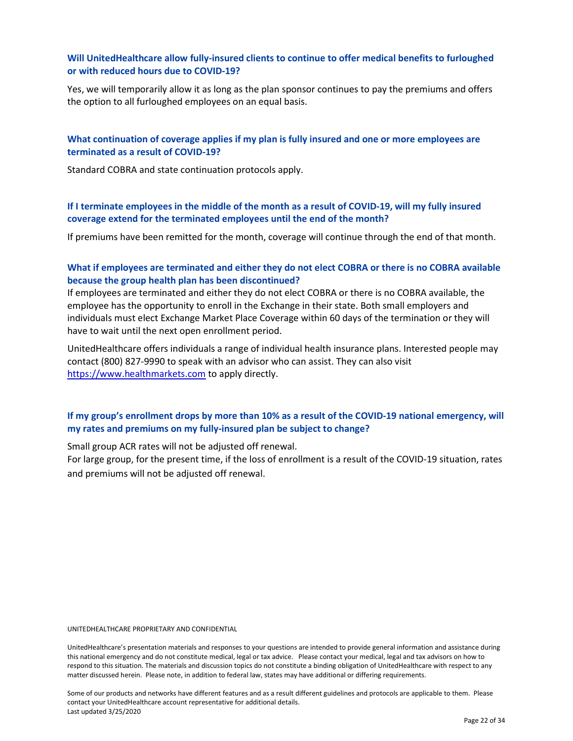### Will UnitedHealthcare allow fully-insured clients to continue to offer medical benefits to furloughed or with reduced hours due to COVID-19?

Yes, we will temporarily allow it as long as the plan sponsor continues to pay the premiums and offers the option to all furloughed employees on an equal basis.

### What continuation of coverage applies if my plan is fully insured and one or more employees are terminated as a result of COVID-19?

Standard COBRA and state continuation protocols apply.

### If I terminate employees in the middle of the month as a result of COVID-19, will my fully insured coverage extend for the terminated employees until the end of the month?

If premiums have been remitted for the month, coverage will continue through the end of that month.

### What if employees are terminated and either they do not elect COBRA or there is no COBRA available because the group health plan has been discontinued?

If employees are terminated and either they do not elect COBRA or there is no COBRA available, the employee has the opportunity to enroll in the Exchange in their state. Both small employers and individuals must elect Exchange Market Place Coverage within 60 days of the termination or they will have to wait until the next open enrollment period.

UnitedHealthcare offers individuals a range of individual health insurance plans. Interested people may contact (800) 827-9990 to speak with an advisor who can assist. They can also visit [https://www.healthmarkets.com](https://www.healthmarkets.com) to apply directly.

### If my group's enrollment drops by more than 10% as a result of the COVID-19 national emergency, will my rates and premiums on my fully-insured plan be subject to change?

Small group ACR rates will not be adjusted off renewal.
For large group, for the present time, if the loss of enrollment is a result of the COVID-19 situation, rates and premiums will not be adjusted off renewal.

UNITEDHEALTHCARE PROPRIETARY AND CONFIDENTIAL

UnitedHealthcare's presentation materials and responses to your questions are intended to provide general information and assistance during this national emergency and do not constitute medical, legal or tax advice. Please contact your medical, legal and tax advisors on how to respond to this situation. The materials and discussion topics do not constitute a binding obligation of UnitedHealthcare with respect to any matter discussed herein. Please note, in addition to federal law, states may have additional or differing requirements.

Some of our products and networks have different features and as a result different guidelines and protocols are applicable to them. Please contact your UnitedHealthcare account representative for additional details.
Last updated 3/25/2020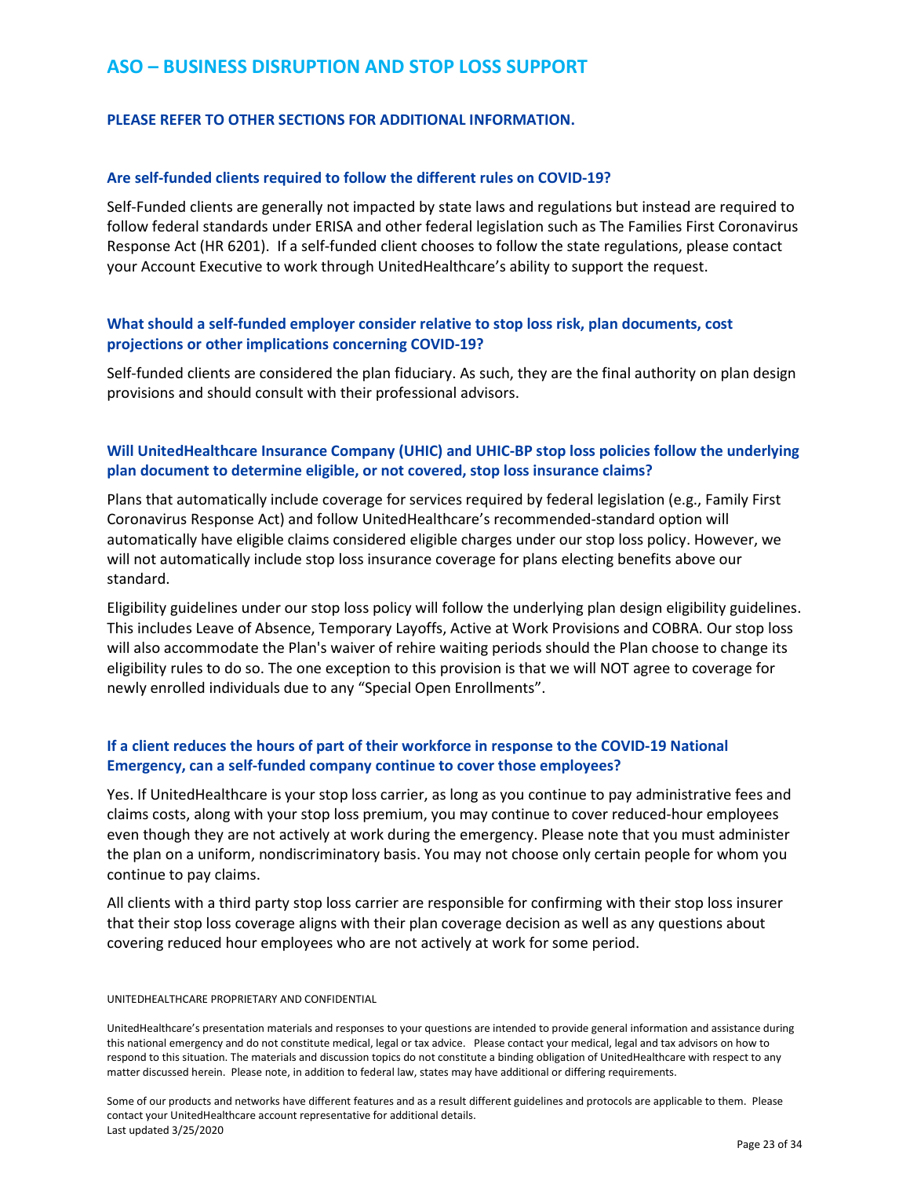# ASO – BUSINESS DISRUPTION AND STOP LOSS SUPPORT

**PLEASE REFER TO OTHER SECTIONS FOR ADDITIONAL INFORMATION.**

### Are self-funded clients required to follow the different rules on COVID-19?

Self-Funded clients are generally not impacted by state laws and regulations but instead are required to follow federal standards under ERISA and other federal legislation such as The Families First Coronavirus Response Act (HR 6201). If a self-funded client chooses to follow the state regulations, please contact your Account Executive to work through UnitedHealthcare's ability to support the request.

### What should a self-funded employer consider relative to stop loss risk, plan documents, cost projections or other implications concerning COVID-19?

Self-funded clients are considered the plan fiduciary. As such, they are the final authority on plan design provisions and should consult with their professional advisors.

### Will UnitedHealthcare Insurance Company (UHIC) and UHIC-BP stop loss policies follow the underlying plan document to determine eligible, or not covered, stop loss insurance claims?

Plans that automatically include coverage for services required by federal legislation (e.g., Family First Coronavirus Response Act) and follow UnitedHealthcare's recommended-standard option will automatically have eligible claims considered eligible charges under our stop loss policy. However, we will not automatically include stop loss insurance coverage for plans electing benefits above our standard.

Eligibility guidelines under our stop loss policy will follow the underlying plan design eligibility guidelines. This includes Leave of Absence, Temporary Layoffs, Active at Work Provisions and COBRA. Our stop loss will also accommodate the Plan's waiver of rehire waiting periods should the Plan choose to change its eligibility rules to do so. The one exception to this provision is that we will NOT agree to coverage for newly enrolled individuals due to any "Special Open Enrollments".

### If a client reduces the hours of part of their workforce in response to the COVID-19 National Emergency, can a self-funded company continue to cover those employees?

Yes. If UnitedHealthcare is your stop loss carrier, as long as you continue to pay administrative fees and claims costs, along with your stop loss premium, you may continue to cover reduced-hour employees even though they are not actively at work during the emergency. Please note that you must administer the plan on a uniform, nondiscriminatory basis. You may not choose only certain people for whom you continue to pay claims.

All clients with a third party stop loss carrier are responsible for confirming with their stop loss insurer that their stop loss coverage aligns with their plan coverage decision as well as any questions about covering reduced hour employees who are not actively at work for some period.

UNITEDHEALTHCARE PROPRIETARY AND CONFIDENTIAL

UnitedHealthcare's presentation materials and responses to your questions are intended to provide general information and assistance during this national emergency and do not constitute medical, legal or tax advice. Please contact your medical, legal and tax advisors on how to respond to this situation. The materials and discussion topics do not constitute a binding obligation of UnitedHealthcare with respect to any matter discussed herein. Please note, in addition to federal law, states may have additional or differing requirements.

Some of our products and networks have different features and as a result different guidelines and protocols are applicable to them. Please contact your UnitedHealthcare account representative for additional details.
Last updated 3/25/2020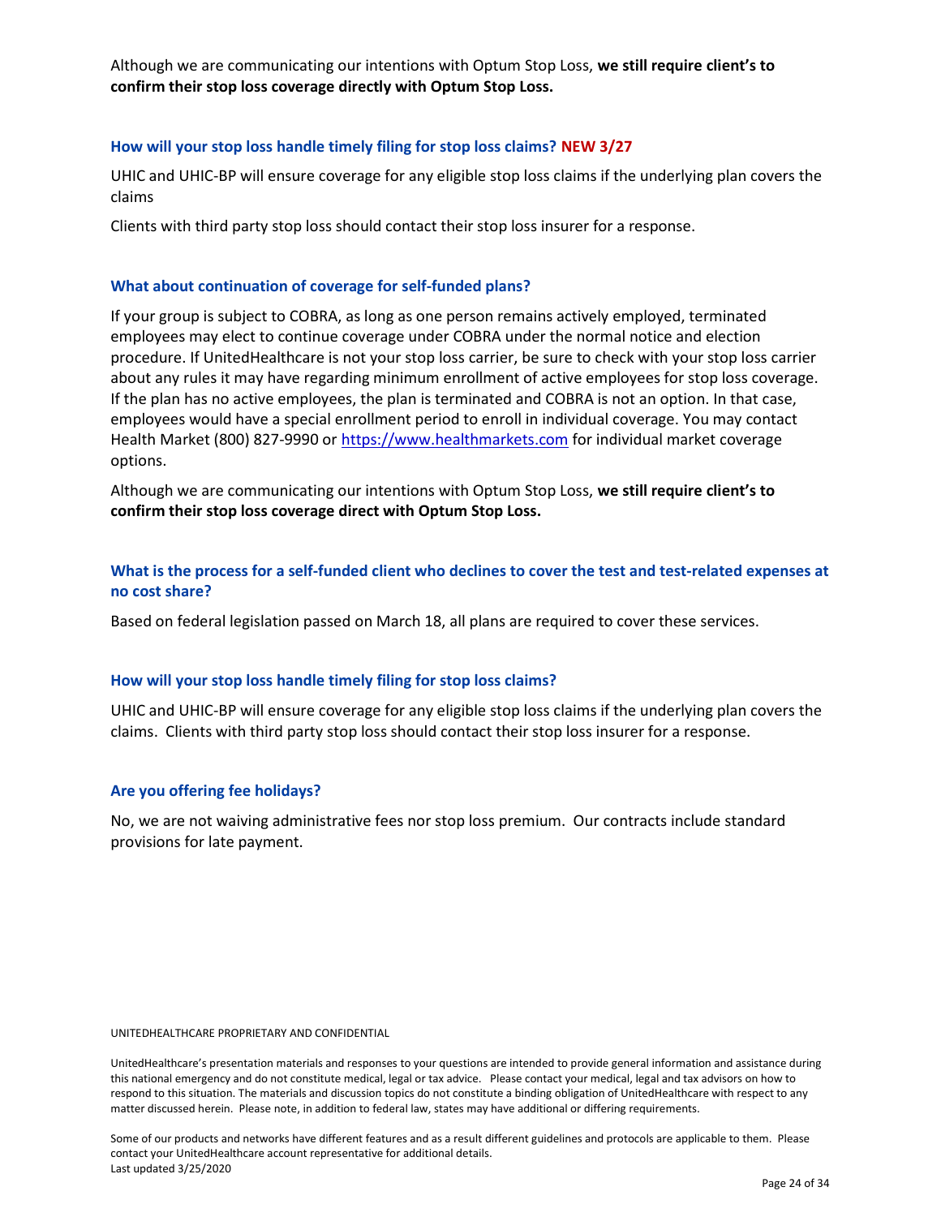Although we are communicating our intentions with Optum Stop Loss, **we still require client's to confirm their stop loss coverage directly with Optum Stop Loss.**

### How will your stop loss handle timely filing for stop loss claims? NEW 3/27

UHIC and UHIC-BP will ensure coverage for any eligible stop loss claims if the underlying plan covers the claims

Clients with third party stop loss should contact their stop loss insurer for a response.

### What about continuation of coverage for self-funded plans?

If your group is subject to COBRA, as long as one person remains actively employed, terminated employees may elect to continue coverage under COBRA under the normal notice and election procedure. If UnitedHealthcare is not your stop loss carrier, be sure to check with your stop loss carrier about any rules it may have regarding minimum enrollment of active employees for stop loss coverage. If the plan has no active employees, the plan is terminated and COBRA is not an option. In that case, employees would have a special enrollment period to enroll in individual coverage. You may contact Health Market (800) 827-9990 or https://www.healthmarkets.com for individual market coverage options.

Although we are communicating our intentions with Optum Stop Loss, **we still require client's to confirm their stop loss coverage direct with Optum Stop Loss.**

### What is the process for a self-funded client who declines to cover the test and test-related expenses at no cost share?

Based on federal legislation passed on March 18, all plans are required to cover these services.

### How will your stop loss handle timely filing for stop loss claims?

UHIC and UHIC-BP will ensure coverage for any eligible stop loss claims if the underlying plan covers the claims. Clients with third party stop loss should contact their stop loss insurer for a response.

### Are you offering fee holidays?

No, we are not waiving administrative fees nor stop loss premium. Our contracts include standard provisions for late payment.

UNITEDHEALTHCARE PROPRIETARY AND CONFIDENTIAL

UnitedHealthcare's presentation materials and responses to your questions are intended to provide general information and assistance during this national emergency and do not constitute medical, legal or tax advice. Please contact your medical, legal and tax advisors on how to respond to this situation. The materials and discussion topics do not constitute a binding obligation of UnitedHealthcare with respect to any matter discussed herein. Please note, in addition to federal law, states may have additional or differing requirements.

Some of our products and networks have different features and as a result different guidelines and protocols are applicable to them. Please contact your UnitedHealthcare account representative for additional details.
Last updated 3/25/2020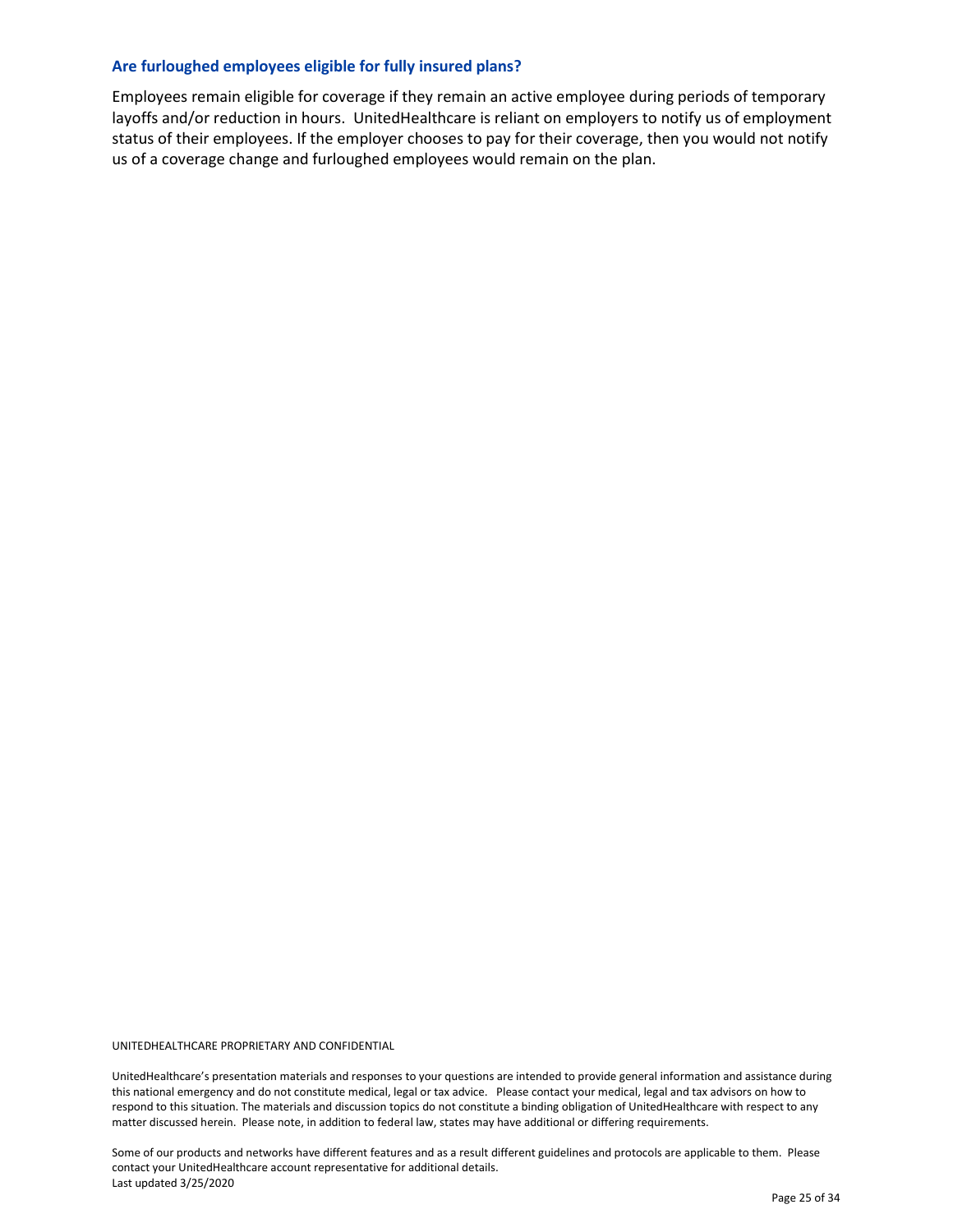### Are furloughed employees eligible for fully insured plans?

Employees remain eligible for coverage if they remain an active employee during periods of temporary layoffs and/or reduction in hours. UnitedHealthcare is reliant on employers to notify us of employment status of their employees. If the employer chooses to pay for their coverage, then you would not notify us of a coverage change and furloughed employees would remain on the plan.

UNITEDHEALTHCARE PROPRIETARY AND CONFIDENTIAL

UnitedHealthcare's presentation materials and responses to your questions are intended to provide general information and assistance during this national emergency and do not constitute medical, legal or tax advice. Please contact your medical, legal and tax advisors on how to respond to this situation. The materials and discussion topics do not constitute a binding obligation of UnitedHealthcare with respect to any matter discussed herein. Please note, in addition to federal law, states may have additional or differing requirements.

Some of our products and networks have different features and as a result different guidelines and protocols are applicable to them. Please contact your UnitedHealthcare account representative for additional details.
Last updated 3/25/2020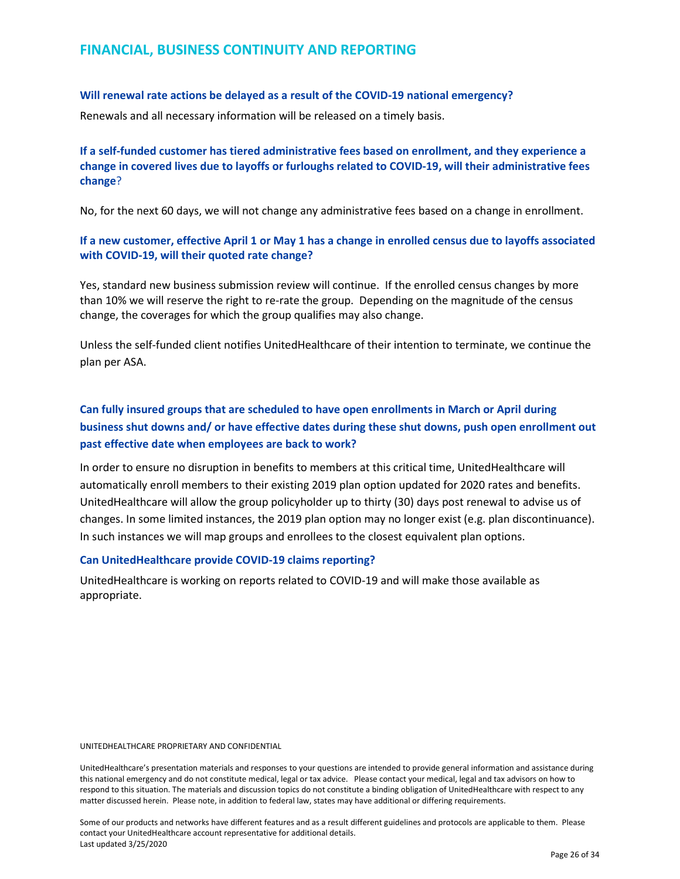## FINANCIAL, BUSINESS CONTINUITY AND REPORTING

**Will renewal rate actions be delayed as a result of the COVID-19 national emergency?**

Renewals and all necessary information will be released on a timely basis.

**If a self-funded customer has tiered administrative fees based on enrollment, and they experience a change in covered lives due to layoffs or furloughs related to COVID-19, will their administrative fees change?**

No, for the next 60 days, we will not change any administrative fees based on a change in enrollment.

**If a new customer, effective April 1 or May 1 has a change in enrolled census due to layoffs associated with COVID-19, will their quoted rate change?**

Yes, standard new business submission review will continue. If the enrolled census changes by more than 10% we will reserve the right to re-rate the group. Depending on the magnitude of the census change, the coverages for which the group qualifies may also change.

Unless the self-funded client notifies UnitedHealthcare of their intention to terminate, we continue the plan per ASA.

**Can fully insured groups that are scheduled to have open enrollments in March or April during business shut downs and/ or have effective dates during these shut downs, push open enrollment out past effective date when employees are back to work?**

In order to ensure no disruption in benefits to members at this critical time, UnitedHealthcare will automatically enroll members to their existing 2019 plan option updated for 2020 rates and benefits. UnitedHealthcare will allow the group policyholder up to thirty (30) days post renewal to advise us of changes. In some limited instances, the 2019 plan option may no longer exist (e.g. plan discontinuance). In such instances we will map groups and enrollees to the closest equivalent plan options.

**Can UnitedHealthcare provide COVID-19 claims reporting?**

UnitedHealthcare is working on reports related to COVID-19 and will make those available as appropriate.

UNITEDHEALTHCARE PROPRIETARY AND CONFIDENTIAL

UnitedHealthcare's presentation materials and responses to your questions are intended to provide general information and assistance during this national emergency and do not constitute medical, legal or tax advice. Please contact your medical, legal and tax advisors on how to respond to this situation. The materials and discussion topics do not constitute a binding obligation of UnitedHealthcare with respect to any matter discussed herein. Please note, in addition to federal law, states may have additional or differing requirements.

Some of our products and networks have different features and as a result different guidelines and protocols are applicable to them. Please contact your UnitedHealthcare account representative for additional details.
Last updated 3/25/2020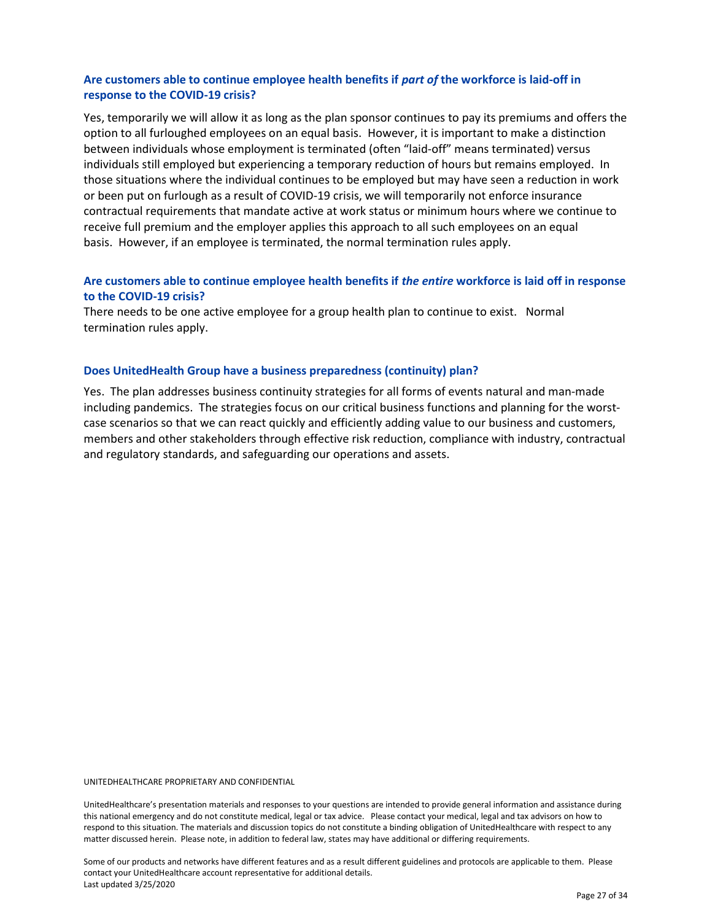### Are customers able to continue employee health benefits if *part of* the workforce is laid-off in response to the COVID-19 crisis?

Yes, temporarily we will allow it as long as the plan sponsor continues to pay its premiums and offers the option to all furloughed employees on an equal basis. However, it is important to make a distinction between individuals whose employment is terminated (often "laid-off" means terminated) versus individuals still employed but experiencing a temporary reduction of hours but remains employed. In those situations where the individual continues to be employed but may have seen a reduction in work or been put on furlough as a result of COVID-19 crisis, we will temporarily not enforce insurance contractual requirements that mandate active at work status or minimum hours where we continue to receive full premium and the employer applies this approach to all such employees on an equal basis. However, if an employee is terminated, the normal termination rules apply.

### Are customers able to continue employee health benefits if *the entire* workforce is laid off in response to the COVID-19 crisis?

There needs to be one active employee for a group health plan to continue to exist. Normal termination rules apply.

### Does UnitedHealth Group have a business preparedness (continuity) plan?

Yes. The plan addresses business continuity strategies for all forms of events natural and man-made including pandemics. The strategies focus on our critical business functions and planning for the worst-case scenarios so that we can react quickly and efficiently adding value to our business and customers, members and other stakeholders through effective risk reduction, compliance with industry, contractual and regulatory standards, and safeguarding our operations and assets.

UNITEDHEALTHCARE PROPRIETARY AND CONFIDENTIAL

UnitedHealthcare's presentation materials and responses to your questions are intended to provide general information and assistance during this national emergency and do not constitute medical, legal or tax advice. Please contact your medical, legal and tax advisors on how to respond to this situation. The materials and discussion topics do not constitute a binding obligation of UnitedHealthcare with respect to any matter discussed herein. Please note, in addition to federal law, states may have additional or differing requirements.

Some of our products and networks have different features and as a result different guidelines and protocols are applicable to them. Please contact your UnitedHealthcare account representative for additional details.
Last updated 3/25/2020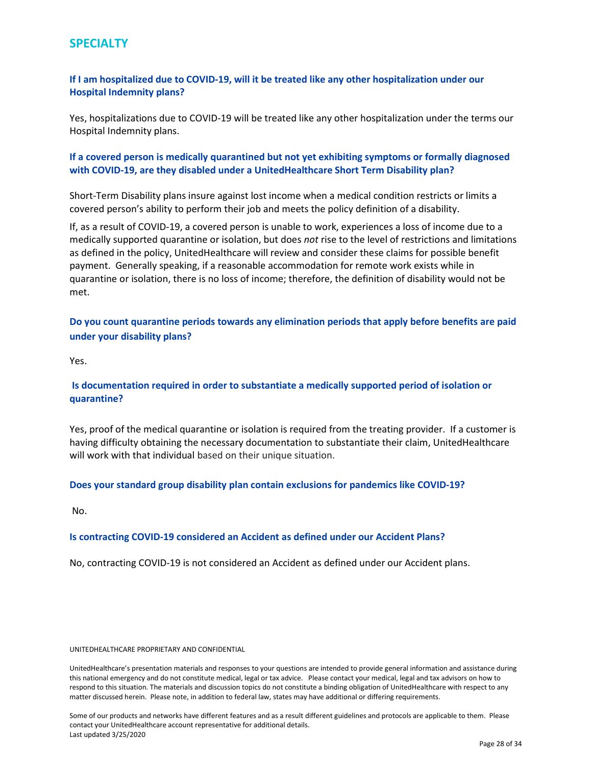## SPECIALTY

### If I am hospitalized due to COVID-19, will it be treated like any other hospitalization under our Hospital Indemnity plans?

Yes, hospitalizations due to COVID-19 will be treated like any other hospitalization under the terms our Hospital Indemnity plans.

### If a covered person is medically quarantined but not yet exhibiting symptoms or formally diagnosed with COVID-19, are they disabled under a UnitedHealthcare Short Term Disability plan?

Short-Term Disability plans insure against lost income when a medical condition restricts or limits a covered person's ability to perform their job and meets the policy definition of a disability.

If, as a result of COVID-19, a covered person is unable to work, experiences a loss of income due to a medically supported quarantine or isolation, but does *not* rise to the level of restrictions and limitations as defined in the policy, UnitedHealthcare will review and consider these claims for possible benefit payment. Generally speaking, if a reasonable accommodation for remote work exists while in quarantine or isolation, there is no loss of income; therefore, the definition of disability would not be met.

### Do you count quarantine periods towards any elimination periods that apply before benefits are paid under your disability plans?

Yes.

### Is documentation required in order to substantiate a medically supported period of isolation or quarantine?

Yes, proof of the medical quarantine or isolation is required from the treating provider. If a customer is having difficulty obtaining the necessary documentation to substantiate their claim, UnitedHealthcare will work with that individual based on their unique situation.

### Does your standard group disability plan contain exclusions for pandemics like COVID-19?

No.

### Is contracting COVID-19 considered an Accident as defined under our Accident Plans?

No, contracting COVID-19 is not considered an Accident as defined under our Accident plans.

UNITEDHEALTHCARE PROPRIETARY AND CONFIDENTIAL

UnitedHealthcare's presentation materials and responses to your questions are intended to provide general information and assistance during this national emergency and do not constitute medical, legal or tax advice. Please contact your medical, legal and tax advisors on how to respond to this situation. The materials and discussion topics do not constitute a binding obligation of UnitedHealthcare with respect to any matter discussed herein. Please note, in addition to federal law, states may have additional or differing requirements.

Some of our products and networks have different features and as a result different guidelines and protocols are applicable to them. Please contact your UnitedHealthcare account representative for additional details.
Last updated 3/25/2020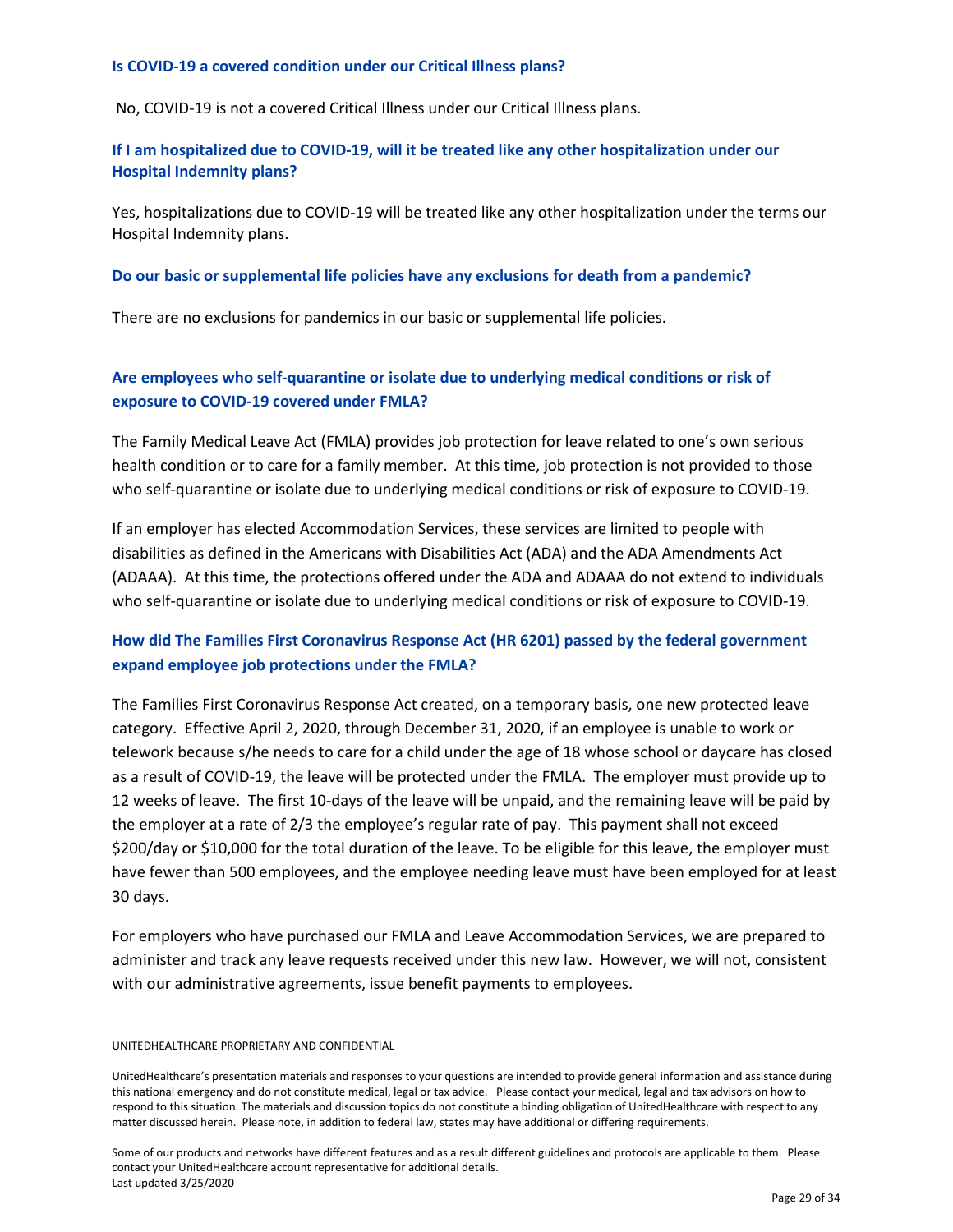### Is COVID-19 a covered condition under our Critical Illness plans?

No, COVID-19 is not a covered Critical Illness under our Critical Illness plans.

### If I am hospitalized due to COVID-19, will it be treated like any other hospitalization under our Hospital Indemnity plans?

Yes, hospitalizations due to COVID-19 will be treated like any other hospitalization under the terms our Hospital Indemnity plans.

### Do our basic or supplemental life policies have any exclusions for death from a pandemic?

There are no exclusions for pandemics in our basic or supplemental life policies.

### Are employees who self-quarantine or isolate due to underlying medical conditions or risk of exposure to COVID-19 covered under FMLA?

The Family Medical Leave Act (FMLA) provides job protection for leave related to one's own serious health condition or to care for a family member. At this time, job protection is not provided to those who self-quarantine or isolate due to underlying medical conditions or risk of exposure to COVID-19.

If an employer has elected Accommodation Services, these services are limited to people with disabilities as defined in the Americans with Disabilities Act (ADA) and the ADA Amendments Act (ADAAA). At this time, the protections offered under the ADA and ADAAA do not extend to individuals who self-quarantine or isolate due to underlying medical conditions or risk of exposure to COVID-19.

### How did The Families First Coronavirus Response Act (HR 6201) passed by the federal government expand employee job protections under the FMLA?

The Families First Coronavirus Response Act created, on a temporary basis, one new protected leave category. Effective April 2, 2020, through December 31, 2020, if an employee is unable to work or telework because s/he needs to care for a child under the age of 18 whose school or daycare has closed as a result of COVID-19, the leave will be protected under the FMLA. The employer must provide up to 12 weeks of leave. The first 10-days of the leave will be unpaid, and the remaining leave will be paid by the employer at a rate of 2/3 the employee's regular rate of pay. This payment shall not exceed $200/day or $10,000 for the total duration of the leave. To be eligible for this leave, the employer must have fewer than 500 employees, and the employee needing leave must have been employed for at least 30 days.

For employers who have purchased our FMLA and Leave Accommodation Services, we are prepared to administer and track any leave requests received under this new law. However, we will not, consistent with our administrative agreements, issue benefit payments to employees.

UNITEDHEALTHCARE PROPRIETARY AND CONFIDENTIAL

UnitedHealthcare's presentation materials and responses to your questions are intended to provide general information and assistance during this national emergency and do not constitute medical, legal or tax advice. Please contact your medical, legal and tax advisors on how to respond to this situation. The materials and discussion topics do not constitute a binding obligation of UnitedHealthcare with respect to any matter discussed herein. Please note, in addition to federal law, states may have additional or differing requirements.

Some of our products and networks have different features and as a result different guidelines and protocols are applicable to them. Please contact your UnitedHealthcare account representative for additional details.
Last updated 3/25/2020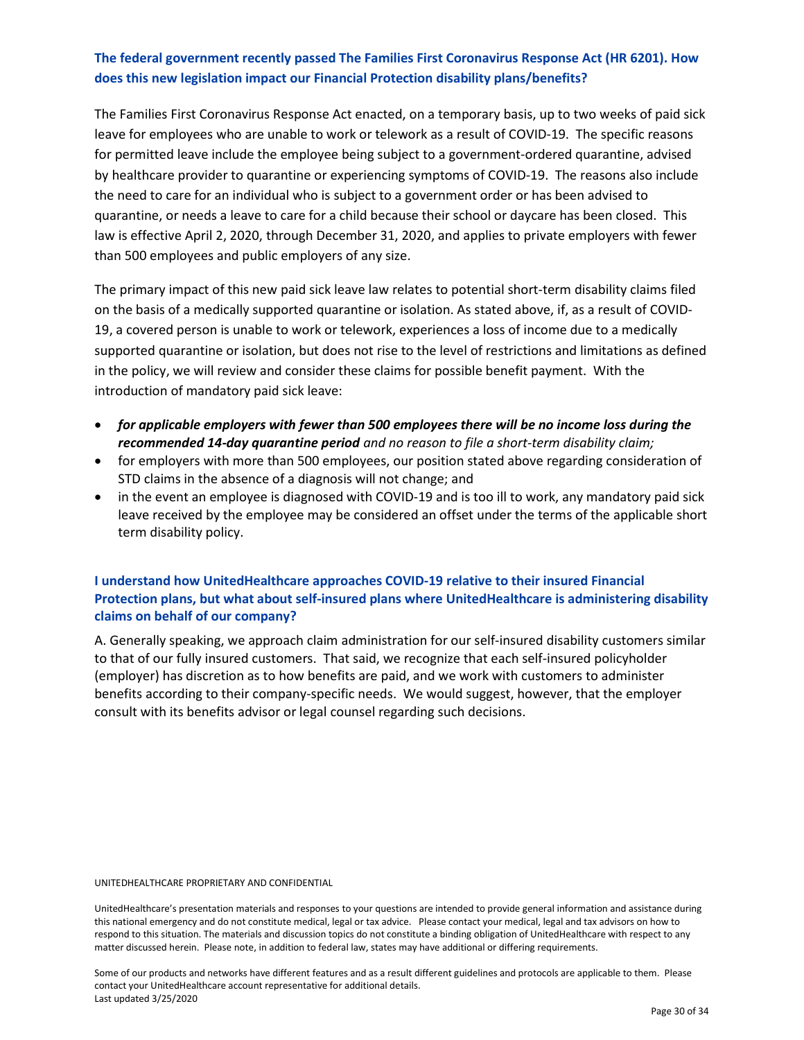### The federal government recently passed The Families First Coronavirus Response Act (HR 6201). How does this new legislation impact our Financial Protection disability plans/benefits?

The Families First Coronavirus Response Act enacted, on a temporary basis, up to two weeks of paid sick leave for employees who are unable to work or telework as a result of COVID-19. The specific reasons for permitted leave include the employee being subject to a government-ordered quarantine, advised by healthcare provider to quarantine or experiencing symptoms of COVID-19. The reasons also include the need to care for an individual who is subject to a government order or has been advised to quarantine, or needs a leave to care for a child because their school or daycare has been closed. This law is effective April 2, 2020, through December 31, 2020, and applies to private employers with fewer than 500 employees and public employers of any size.

The primary impact of this new paid sick leave law relates to potential short-term disability claims filed on the basis of a medically supported quarantine or isolation. As stated above, if, as a result of COVID-19, a covered person is unable to work or telework, experiences a loss of income due to a medically supported quarantine or isolation, but does not rise to the level of restrictions and limitations as defined in the policy, we will review and consider these claims for possible benefit payment. With the introduction of mandatory paid sick leave:

- ***for applicable employers with fewer than 500 employees there will be no income loss during the recommended 14-day quarantine period*** *and no reason to file a short-term disability claim;*
- for employers with more than 500 employees, our position stated above regarding consideration of STD claims in the absence of a diagnosis will not change; and
- in the event an employee is diagnosed with COVID-19 and is too ill to work, any mandatory paid sick leave received by the employee may be considered an offset under the terms of the applicable short term disability policy.

### I understand how UnitedHealthcare approaches COVID-19 relative to their insured Financial Protection plans, but what about self-insured plans where UnitedHealthcare is administering disability claims on behalf of our company?

A. Generally speaking, we approach claim administration for our self-insured disability customers similar to that of our fully insured customers. That said, we recognize that each self-insured policyholder (employer) has discretion as to how benefits are paid, and we work with customers to administer benefits according to their company-specific needs. We would suggest, however, that the employer consult with its benefits advisor or legal counsel regarding such decisions.

UNITEDHEALTHCARE PROPRIETARY AND CONFIDENTIAL

UnitedHealthcare's presentation materials and responses to your questions are intended to provide general information and assistance during this national emergency and do not constitute medical, legal or tax advice. Please contact your medical, legal and tax advisors on how to respond to this situation. The materials and discussion topics do not constitute a binding obligation of UnitedHealthcare with respect to any matter discussed herein. Please note, in addition to federal law, states may have additional or differing requirements.

Some of our products and networks have different features and as a result different guidelines and protocols are applicable to them. Please contact your UnitedHealthcare account representative for additional details.
Last updated 3/25/2020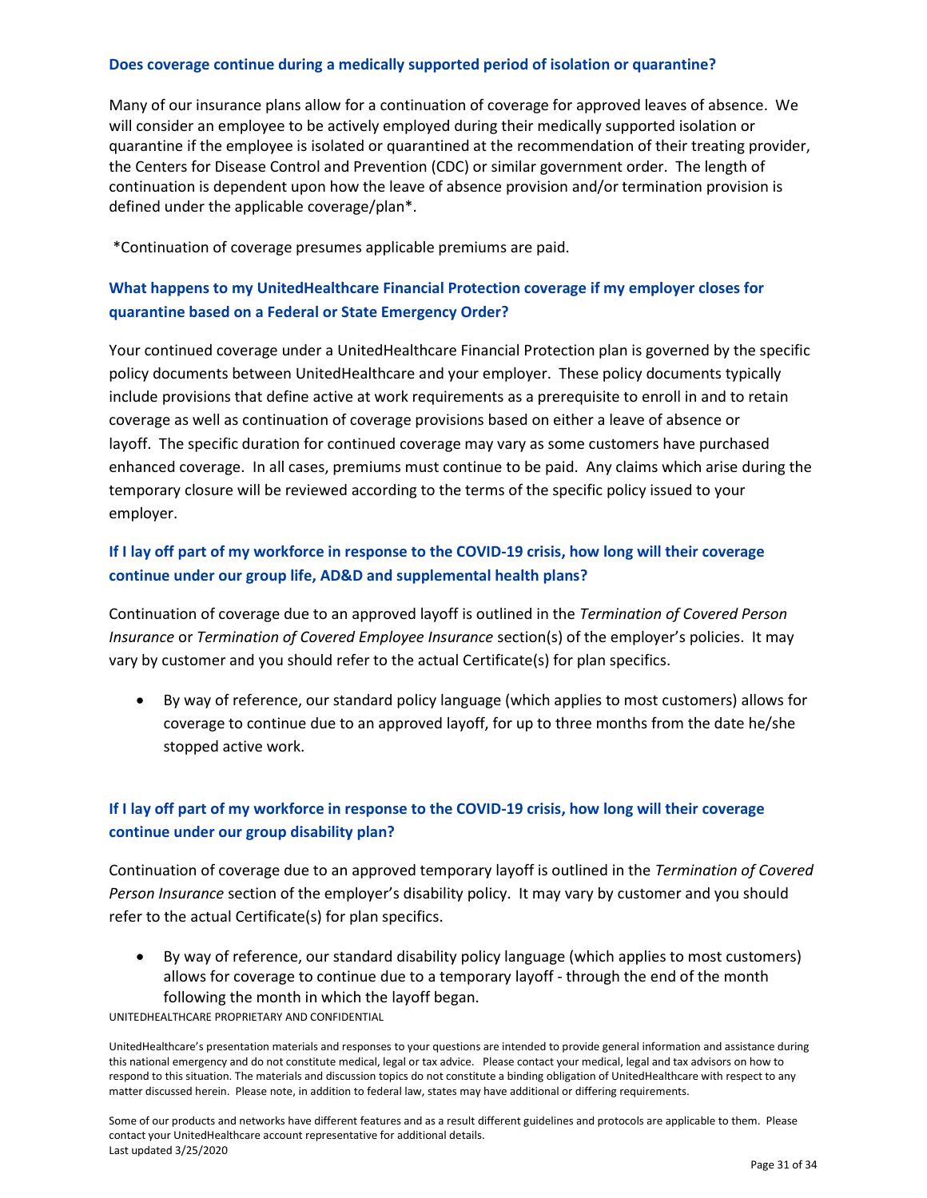### Does coverage continue during a medically supported period of isolation or quarantine?

Many of our insurance plans allow for a continuation of coverage for approved leaves of absence. We will consider an employee to be actively employed during their medically supported isolation or quarantine if the employee is isolated or quarantined at the recommendation of their treating provider, the Centers for Disease Control and Prevention (CDC) or similar government order. The length of continuation is dependent upon how the leave of absence provision and/or termination provision is defined under the applicable coverage/plan*.

*Continuation of coverage presumes applicable premiums are paid.

### What happens to my UnitedHealthcare Financial Protection coverage if my employer closes for quarantine based on a Federal or State Emergency Order?

Your continued coverage under a UnitedHealthcare Financial Protection plan is governed by the specific policy documents between UnitedHealthcare and your employer. These policy documents typically include provisions that define active at work requirements as a prerequisite to enroll in and to retain coverage as well as continuation of coverage provisions based on either a leave of absence or layoff. The specific duration for continued coverage may vary as some customers have purchased enhanced coverage. In all cases, premiums must continue to be paid. Any claims which arise during the temporary closure will be reviewed according to the terms of the specific policy issued to your employer.

### If I lay off part of my workforce in response to the COVID-19 crisis, how long will their coverage continue under our group life, AD&D and supplemental health plans?

Continuation of coverage due to an approved layoff is outlined in the *Termination of Covered Person Insurance* or *Termination of Covered Employee Insurance* section(s) of the employer's policies. It may vary by customer and you should refer to the actual Certificate(s) for plan specifics.

- By way of reference, our standard policy language (which applies to most customers) allows for coverage to continue due to an approved layoff, for up to three months from the date he/she stopped active work.

### If I lay off part of my workforce in response to the COVID-19 crisis, how long will their coverage continue under our group disability plan?

Continuation of coverage due to an approved temporary layoff is outlined in the *Termination of Covered Person Insurance* section of the employer's disability policy. It may vary by customer and you should refer to the actual Certificate(s) for plan specifics.

- By way of reference, our standard disability policy language (which applies to most customers) allows for coverage to continue due to a temporary layoff - through the end of the month following the month in which the layoff began.

UNITEDHEALTHCARE PROPRIETARY AND CONFIDENTIAL

UnitedHealthcare's presentation materials and responses to your questions are intended to provide general information and assistance during this national emergency and do not constitute medical, legal or tax advice. Please contact your medical, legal and tax advisors on how to respond to this situation. The materials and discussion topics do not constitute a binding obligation of UnitedHealthcare with respect to any matter discussed herein. Please note, in addition to federal law, states may have additional or differing requirements.

Some of our products and networks have different features and as a result different guidelines and protocols are applicable to them. Please contact your UnitedHealthcare account representative for additional details.
Last updated 3/25/2020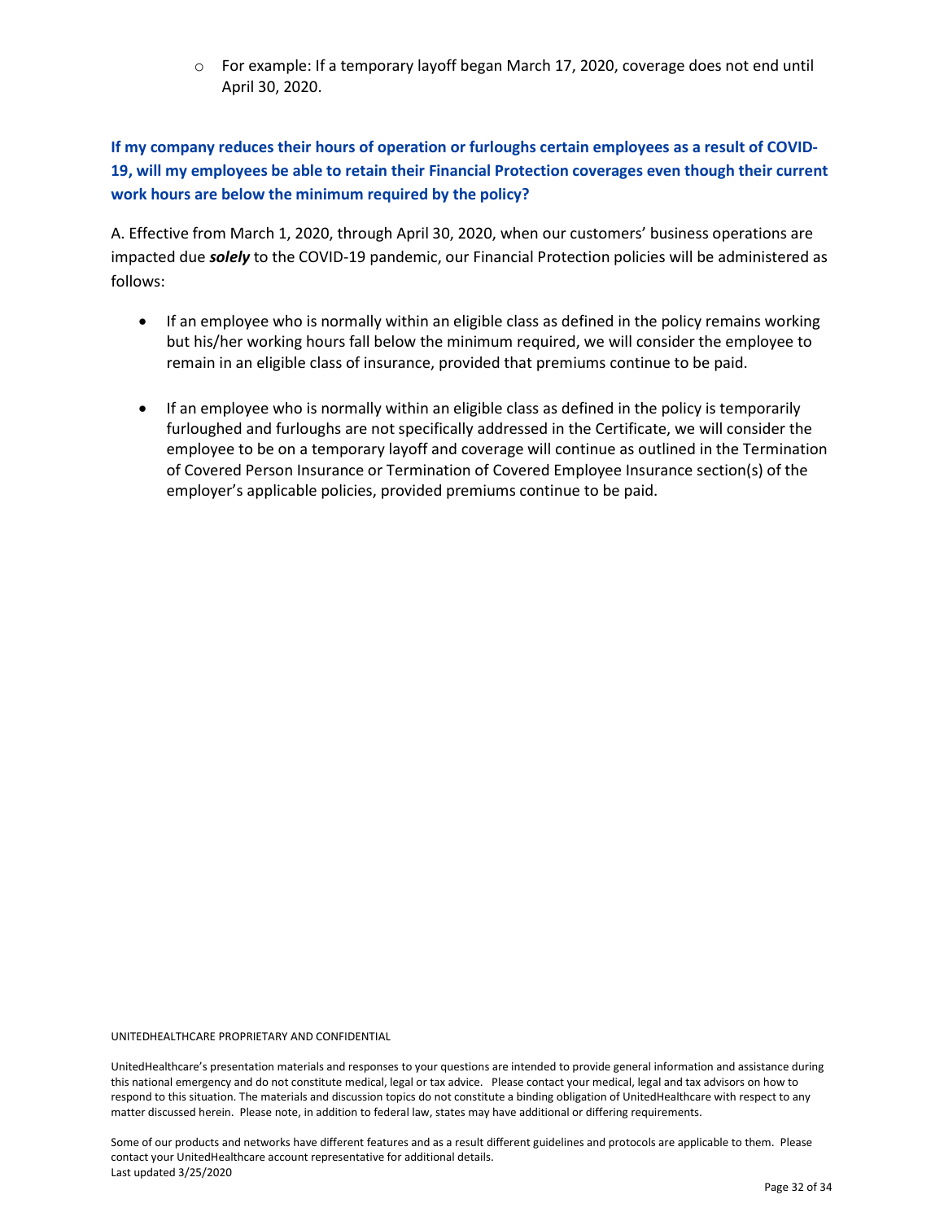- For example: If a temporary layoff began March 17, 2020, coverage does not end until April 30, 2020.

**If my company reduces their hours of operation or furloughs certain employees as a result of COVID-19, will my employees be able to retain their Financial Protection coverages even though their current work hours are below the minimum required by the policy?**

A. Effective from March 1, 2020, through April 30, 2020, when our customers' business operations are impacted due ***solely*** to the COVID-19 pandemic, our Financial Protection policies will be administered as follows:

- If an employee who is normally within an eligible class as defined in the policy remains working but his/her working hours fall below the minimum required, we will consider the employee to remain in an eligible class of insurance, provided that premiums continue to be paid.

- If an employee who is normally within an eligible class as defined in the policy is temporarily furloughed and furloughs are not specifically addressed in the Certificate, we will consider the employee to be on a temporary layoff and coverage will continue as outlined in the Termination of Covered Person Insurance or Termination of Covered Employee Insurance section(s) of the employer's applicable policies, provided premiums continue to be paid.

UNITEDHEALTHCARE PROPRIETARY AND CONFIDENTIAL

UnitedHealthcare's presentation materials and responses to your questions are intended to provide general information and assistance during this national emergency and do not constitute medical, legal or tax advice. Please contact your medical, legal and tax advisors on how to respond to this situation. The materials and discussion topics do not constitute a binding obligation of UnitedHealthcare with respect to any matter discussed herein. Please note, in addition to federal law, states may have additional or differing requirements.

Some of our products and networks have different features and as a result different guidelines and protocols are applicable to them. Please contact your UnitedHealthcare account representative for additional details.
Last updated 3/25/2020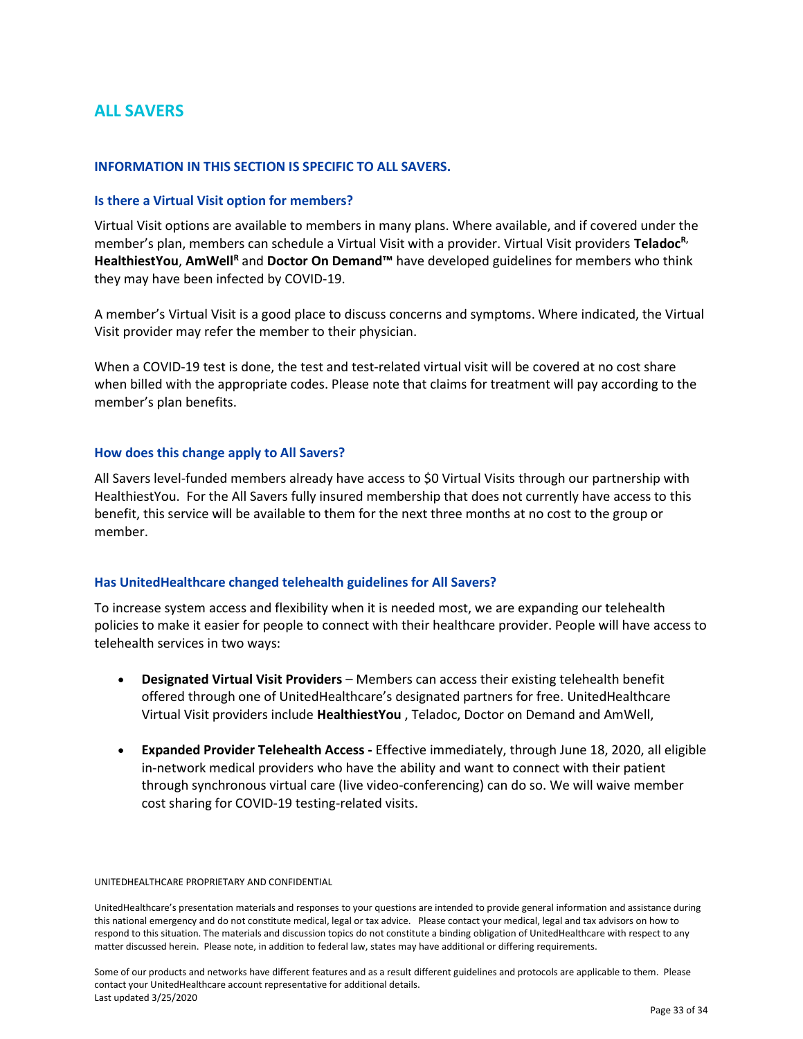## ALL SAVERS

### INFORMATION IN THIS SECTION IS SPECIFIC TO ALL SAVERS.

### Is there a Virtual Visit option for members?

Virtual Visit options are available to members in many plans. Where available, and if covered under the member's plan, members can schedule a Virtual Visit with a provider. Virtual Visit providers **Teladoc**[R,] **HealthiestYou**, **AmWell**[R] and **Doctor On Demand™** have developed guidelines for members who think they may have been infected by COVID-19.

A member's Virtual Visit is a good place to discuss concerns and symptoms. Where indicated, the Virtual Visit provider may refer the member to their physician.

When a COVID-19 test is done, the test and test-related virtual visit will be covered at no cost share when billed with the appropriate codes. Please note that claims for treatment will pay according to the member's plan benefits.

### How does this change apply to All Savers?

All Savers level-funded members already have access to $0 Virtual Visits through our partnership with HealthiestYou. For the All Savers fully insured membership that does not currently have access to this benefit, this service will be available to them for the next three months at no cost to the group or member.

### Has UnitedHealthcare changed telehealth guidelines for All Savers?

To increase system access and flexibility when it is needed most, we are expanding our telehealth policies to make it easier for people to connect with their healthcare provider. People will have access to telehealth services in two ways:

- **Designated Virtual Visit Providers** – Members can access their existing telehealth benefit offered through one of UnitedHealthcare's designated partners for free. UnitedHealthcare Virtual Visit providers include **HealthiestYou** , Teladoc, Doctor on Demand and AmWell,
- **Expanded Provider Telehealth Access -** Effective immediately, through June 18, 2020, all eligible in-network medical providers who have the ability and want to connect with their patient through synchronous virtual care (live video-conferencing) can do so. We will waive member cost sharing for COVID-19 testing-related visits.

UNITEDHEALTHCARE PROPRIETARY AND CONFIDENTIAL

UnitedHealthcare's presentation materials and responses to your questions are intended to provide general information and assistance during this national emergency and do not constitute medical, legal or tax advice. Please contact your medical, legal and tax advisors on how to respond to this situation. The materials and discussion topics do not constitute a binding obligation of UnitedHealthcare with respect to any matter discussed herein. Please note, in addition to federal law, states may have additional or differing requirements.

Some of our products and networks have different features and as a result different guidelines and protocols are applicable to them. Please contact your UnitedHealthcare account representative for additional details.
Last updated 3/25/2020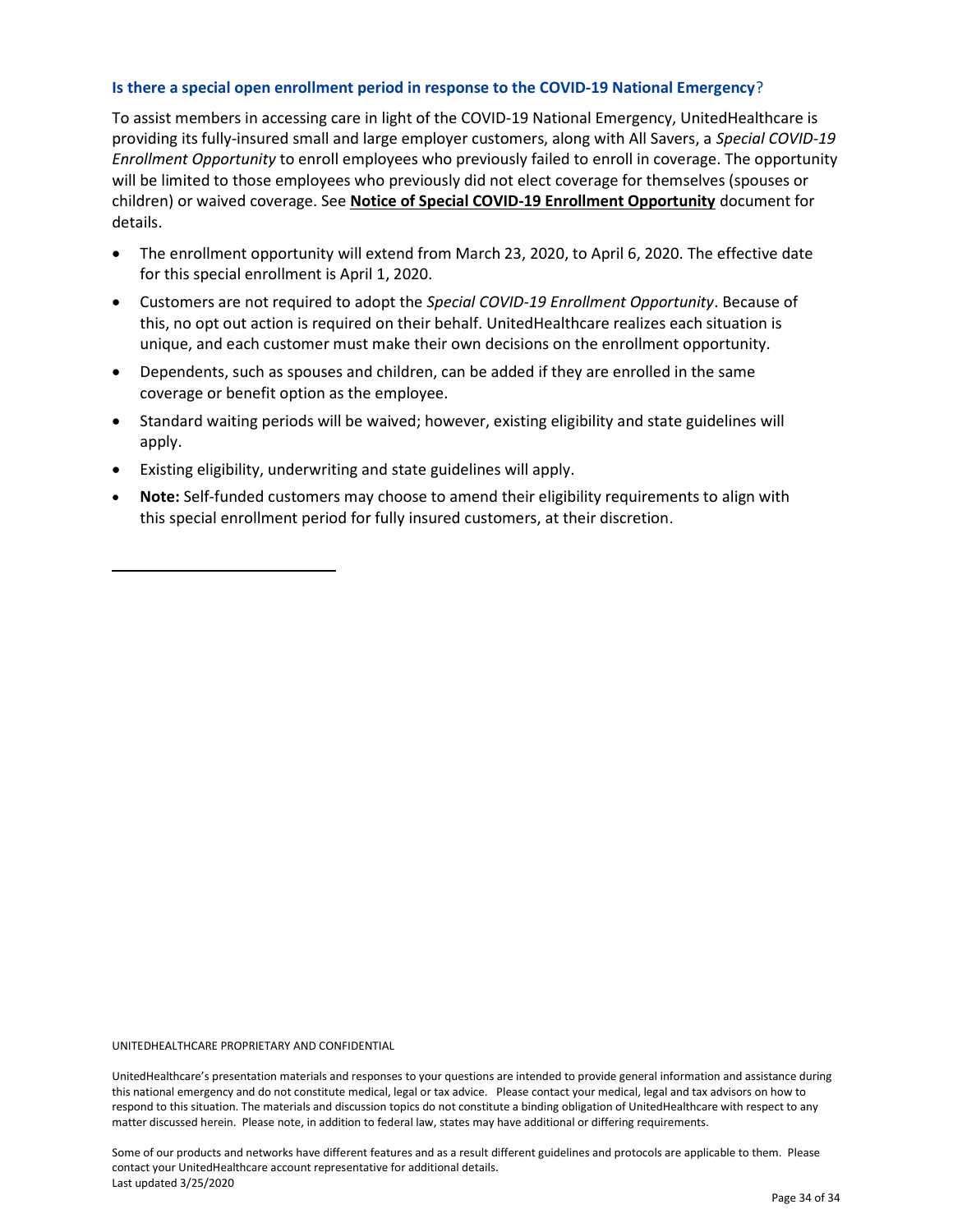### Is there a special open enrollment period in response to the COVID-19 National Emergency?

To assist members in accessing care in light of the COVID-19 National Emergency, UnitedHealthcare is providing its fully-insured small and large employer customers, along with All Savers, a *Special COVID-19 Enrollment Opportunity* to enroll employees who previously failed to enroll in coverage. The opportunity will be limited to those employees who previously did not elect coverage for themselves (spouses or children) or waived coverage. See **Notice of Special COVID-19 Enrollment Opportunity** document for details.

- The enrollment opportunity will extend from March 23, 2020, to April 6, 2020. The effective date for this special enrollment is April 1, 2020.
- Customers are not required to adopt the *Special COVID-19 Enrollment Opportunity*. Because of this, no opt out action is required on their behalf. UnitedHealthcare realizes each situation is unique, and each customer must make their own decisions on the enrollment opportunity.
- Dependents, such as spouses and children, can be added if they are enrolled in the same coverage or benefit option as the employee.
- Standard waiting periods will be waived; however, existing eligibility and state guidelines will apply.
- Existing eligibility, underwriting and state guidelines will apply.
- **Note:** Self-funded customers may choose to amend their eligibility requirements to align with this special enrollment period for fully insured customers, at their discretion.

---

UNITEDHEALTHCARE PROPRIETARY AND CONFIDENTIAL

UnitedHealthcare's presentation materials and responses to your questions are intended to provide general information and assistance during this national emergency and do not constitute medical, legal or tax advice. Please contact your medical, legal and tax advisors on how to respond to this situation. The materials and discussion topics do not constitute a binding obligation of UnitedHealthcare with respect to any matter discussed herein. Please note, in addition to federal law, states may have additional or differing requirements.

Some of our products and networks have different features and as a result different guidelines and protocols are applicable to them. Please contact your UnitedHealthcare account representative for additional details.
Last updated 3/25/2020